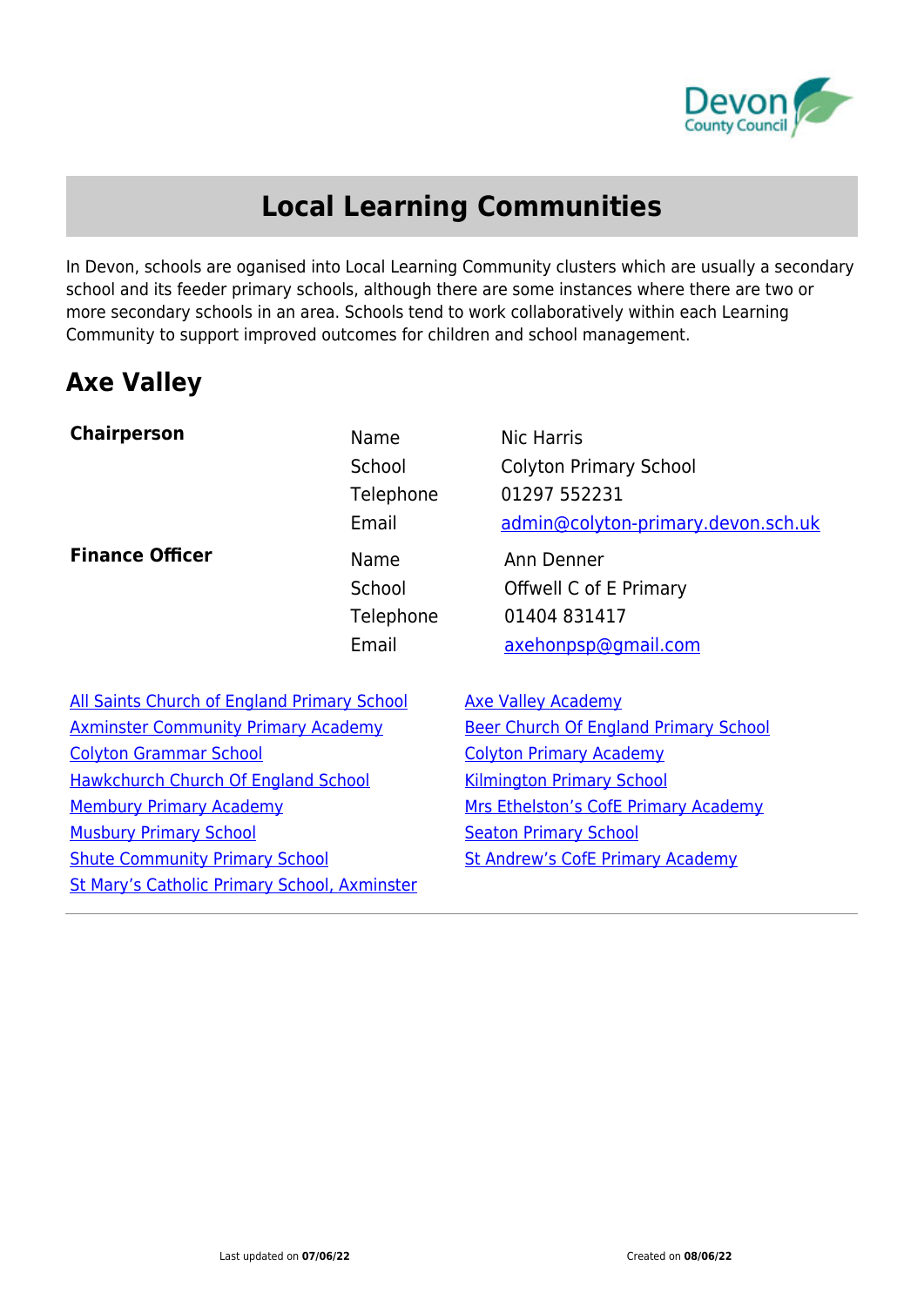# Local Learning Communities

In Devon, schools are oganised into Local Learning Community clusters which are usually a secondary school and its feeder primary schools, although there are some instances where there are two or more secondary schools in an area. Schools tend to work collaboratively within each Learning Community to support improved outcomes for children and school management.

## Axe Valley

| | | |
|---|---|---|
| **Chairperson** | Name | Nic Harris |
| | School | Colyton Primary School |
| | Telephone | 01297 552231 |
| | Email | admin@colyton-primary.devon.sch.uk |
| **Finance Officer** | Name | Ann Denner |
| | School | Offwell C of E Primary |
| | Telephone | 01404 831417 |
| | Email | axehonpsp@gmail.com |

- All Saints Church of England Primary School
- Axminster Community Primary Academy
- Colyton Grammar School
- Hawkchurch Church Of England School
- Membury Primary Academy
- Musbury Primary School
- Shute Community Primary School
- St Mary's Catholic Primary School, Axminster
- Axe Valley Academy
- Beer Church Of England Primary School
- Colyton Primary Academy
- Kilmington Primary School
- Mrs Ethelston's CofE Primary Academy
- Seaton Primary School
- St Andrew's CofE Primary Academy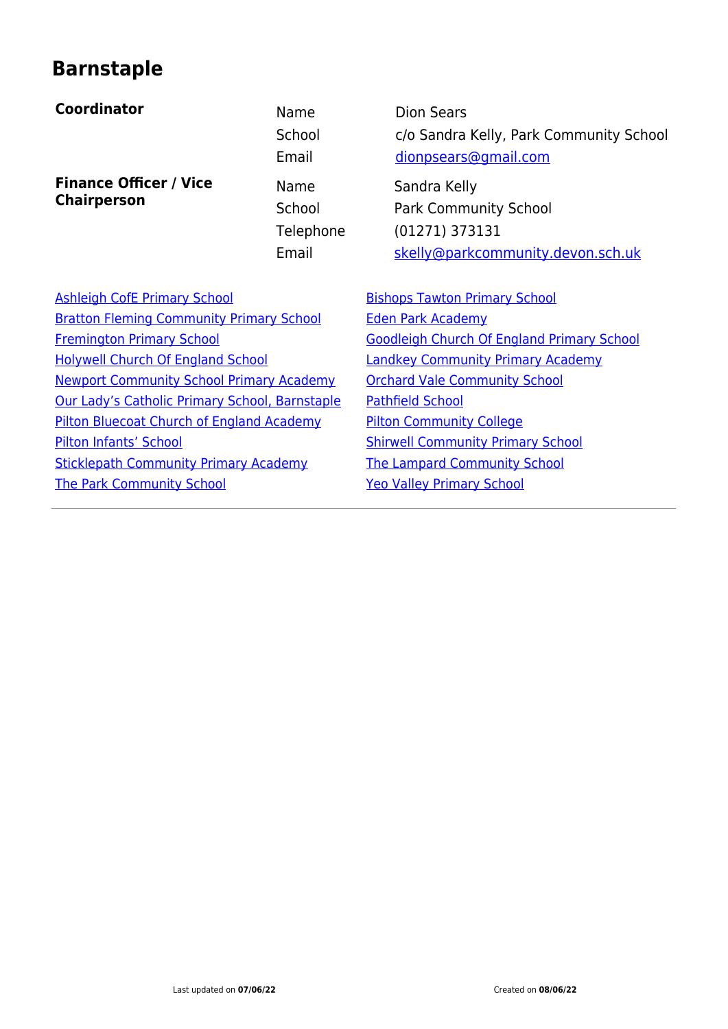# Barnstaple

| | | |
|---|---|---|
| **Coordinator** | Name | Dion Sears |
| | School | c/o Sandra Kelly, Park Community School |
| | Email | dionpsears@gmail.com |
| **Finance Officer / Vice Chairperson** | Name | Sandra Kelly |
| | School | Park Community School |
| | Telephone | (01271) 373131 |
| | Email | skelly@parkcommunity.devon.sch.uk |

- Ashleigh CofE Primary School
- Bratton Fleming Community Primary School
- Fremington Primary School
- Holywell Church Of England School
- Newport Community School Primary Academy
- Our Lady's Catholic Primary School, Barnstaple
- Pilton Bluecoat Church of England Academy
- Pilton Infants' School
- Sticklepath Community Primary Academy
- The Park Community School
- Bishops Tawton Primary School
- Eden Park Academy
- Goodleigh Church Of England Primary School
- Landkey Community Primary Academy
- Orchard Vale Community School
- Pathfield School
- Pilton Community College
- Shirwell Community Primary School
- The Lampard Community School
- Yeo Valley Primary School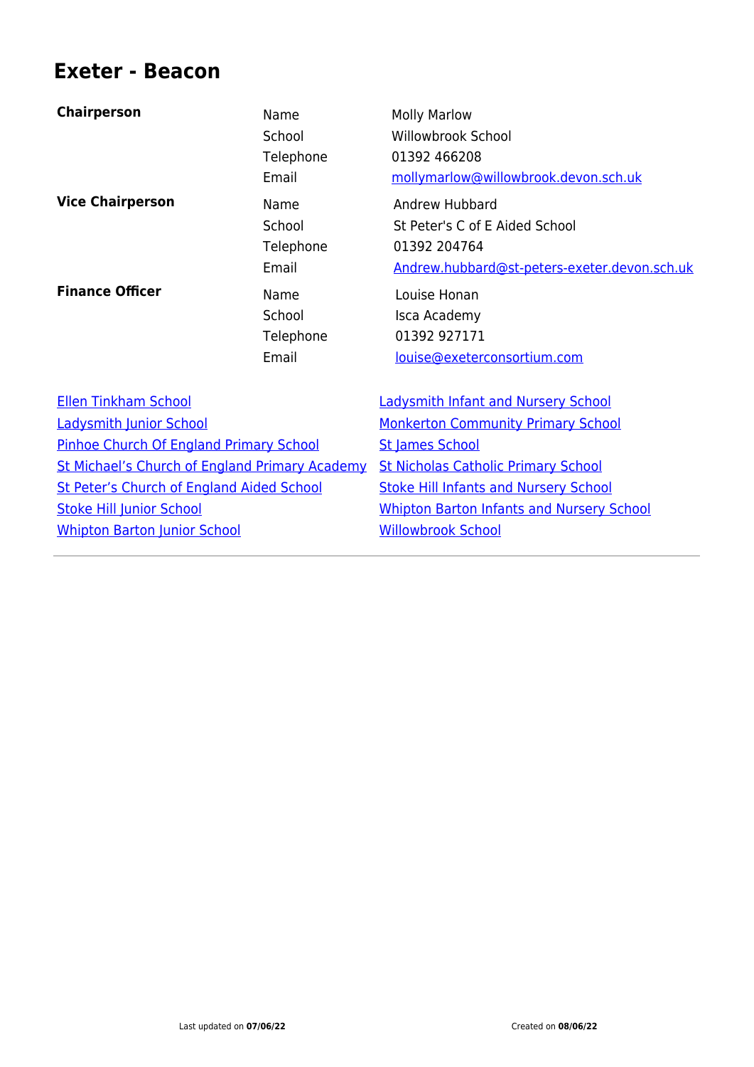# Exeter - Beacon

| | | |
|---|---|---|
| **Chairperson** | Name | Molly Marlow |
| | School | Willowbrook School |
| | Telephone | 01392 466208 |
| | Email | mollymarlow@willowbrook.devon.sch.uk |
| **Vice Chairperson** | Name | Andrew Hubbard |
| | School | St Peter's C of E Aided School |
| | Telephone | 01392 204764 |
| | Email | Andrew.hubbard@st-peters-exeter.devon.sch.uk |
| **Finance Officer** | Name | Louise Honan |
| | School | Isca Academy |
| | Telephone | 01392 927171 |
| | Email | louise@exeterconsortium.com |

- Ellen Tinkham School
- Ladysmith Infant and Nursery School
- Ladysmith Junior School
- Monkerton Community Primary School
- Pinhoe Church Of England Primary School
- St James School
- St Michael's Church of England Primary Academy
- St Nicholas Catholic Primary School
- St Peter's Church of England Aided School
- Stoke Hill Infants and Nursery School
- Stoke Hill Junior School
- Whipton Barton Infants and Nursery School
- Whipton Barton Junior School
- Willowbrook School

Last updated on **07/06/22** Created on **08/06/22**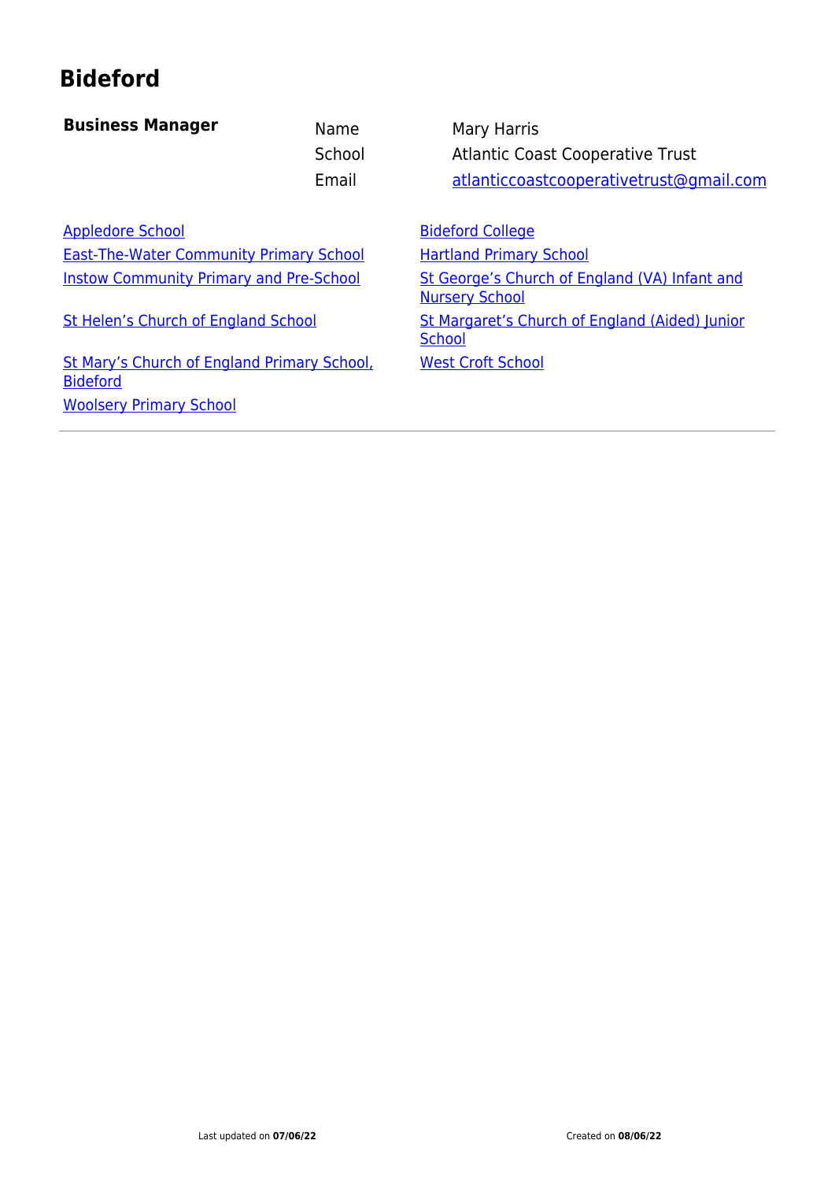# Bideford

| **Business Manager** | | |
|---|---|---|
| | Name | Mary Harris |
| | School | Atlantic Coast Cooperative Trust |
| | Email | atlanticcoastcooperativetrust@gmail.com |

- Appledore School
- Bideford College
- East-The-Water Community Primary School
- Hartland Primary School
- Instow Community Primary and Pre-School
- St George's Church of England (VA) Infant and Nursery School
- St Helen's Church of England School
- St Margaret's Church of England (Aided) Junior School
- St Mary's Church of England Primary School, Bideford
- West Croft School
- Woolsery Primary School

Last updated on **07/06/22** Created on **08/06/22**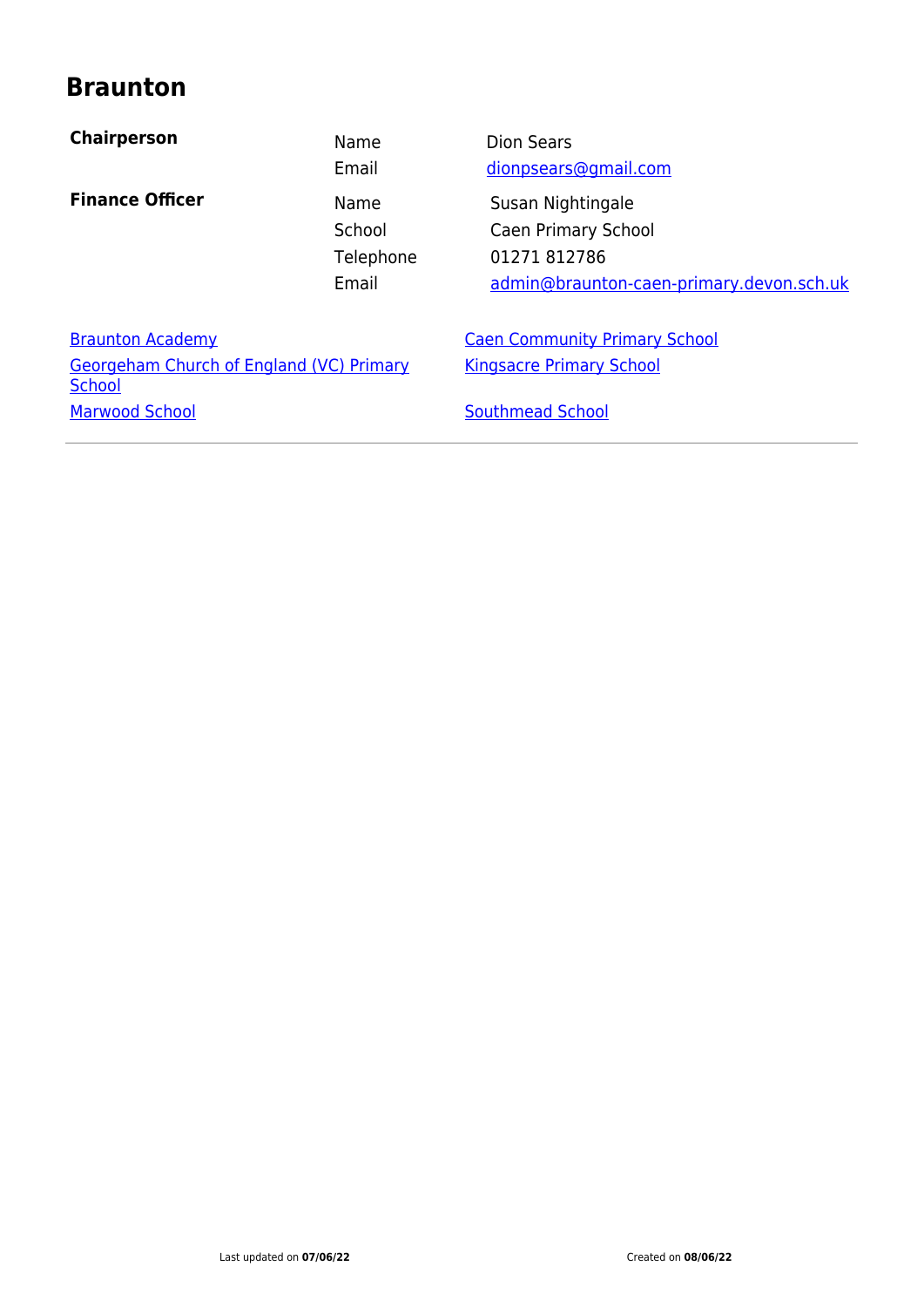# Braunton

| | | |
|---|---|---|
| **Chairperson** | Name | Dion Sears |
| | Email | dionpsears@gmail.com |
| **Finance Officer** | Name | Susan Nightingale |
| | School | Caen Primary School |
| | Telephone | 01271 812786 |
| | Email | admin@braunton-caen-primary.devon.sch.uk |

- Braunton Academy
- Caen Community Primary School
- Georgeham Church of England (VC) Primary School
- Kingsacre Primary School
- Marwood School
- Southmead School

---

Last updated on **07/06/22** Created on **08/06/22**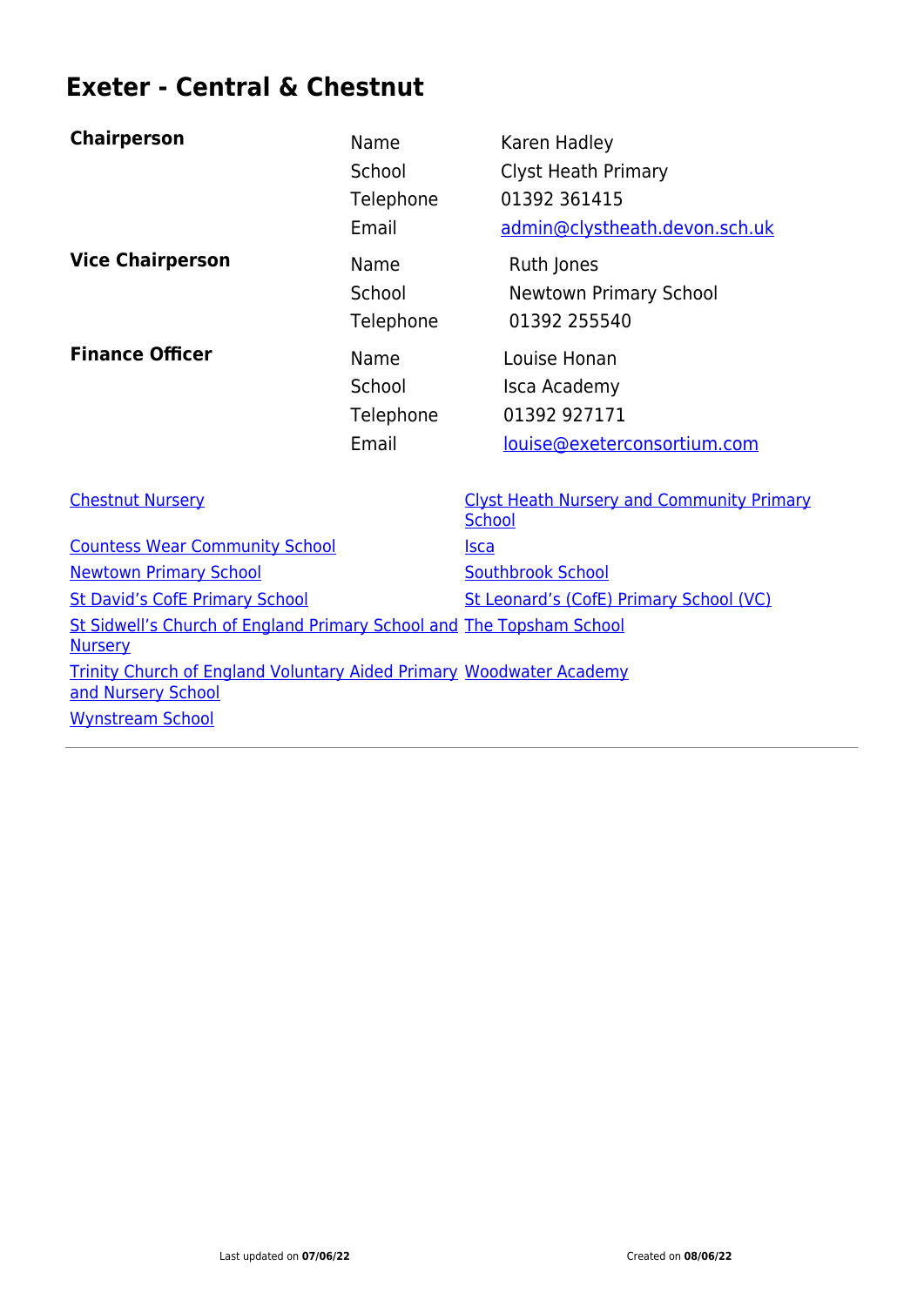# Exeter - Central & Chestnut

| **Chairperson** | Name | Karen Hadley |
|---|---|---|
| | School | Clyst Heath Primary |
| | Telephone | 01392 361415 |
| | Email | admin@clystheath.devon.sch.uk |
| **Vice Chairperson** | Name | Ruth Jones |
| | School | Newtown Primary School |
| | Telephone | 01392 255540 |
| **Finance Officer** | Name | Louise Honan |
| | School | Isca Academy |
| | Telephone | 01392 927171 |
| | Email | louise@exeterconsortium.com |

- Chestnut Nursery
- Clyst Heath Nursery and Community Primary School
- Countess Wear Community School
- Isca
- Newtown Primary School
- Southbrook School
- St David's CofE Primary School
- St Leonard's (CofE) Primary School (VC)
- St Sidwell's Church of England Primary School and Nursery
- The Topsham School
- Trinity Church of England Voluntary Aided Primary and Nursery School
- Woodwater Academy
- Wynstream School

Last updated on **07/06/22** Created on **08/06/22**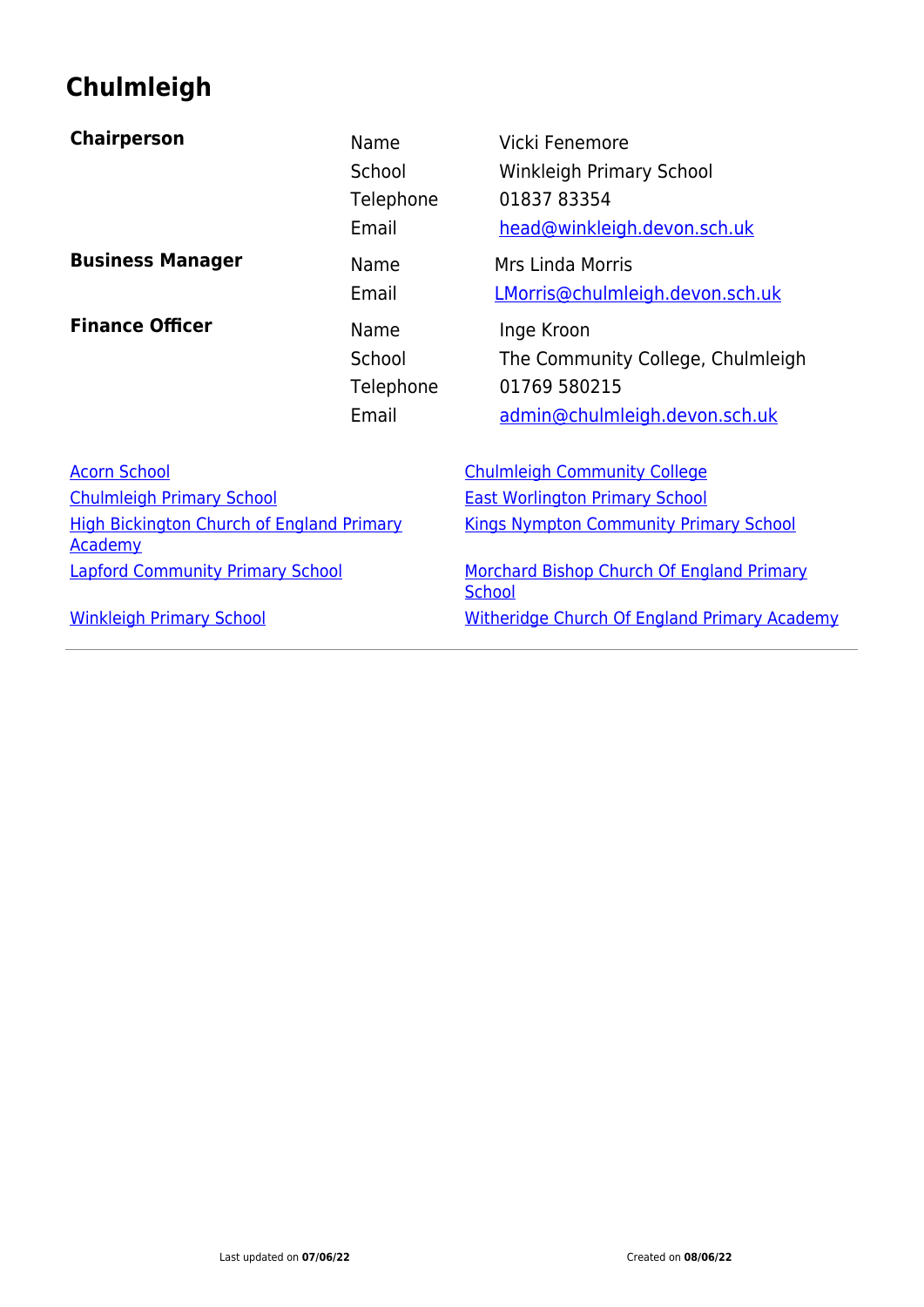# Chulmleigh

| | | |
|---|---|---|
| **Chairperson** | Name | Vicki Fenemore |
| | School | Winkleigh Primary School |
| | Telephone | 01837 83354 |
| | Email | head@winkleigh.devon.sch.uk |
| **Business Manager** | Name | Mrs Linda Morris |
| | Email | LMorris@chulmleigh.devon.sch.uk |
| **Finance Officer** | Name | Inge Kroon |
| | School | The Community College, Chulmleigh |
| | Telephone | 01769 580215 |
| | Email | admin@chulmleigh.devon.sch.uk |

- Acorn School
- Chulmleigh Community College
- Chulmleigh Primary School
- East Worlington Primary School
- High Bickington Church of England Primary Academy
- Kings Nympton Community Primary School
- Lapford Community Primary School
- Morchard Bishop Church Of England Primary School
- Winkleigh Primary School
- Witheridge Church Of England Primary Academy

---

Last updated on **07/06/22** Created on **08/06/22**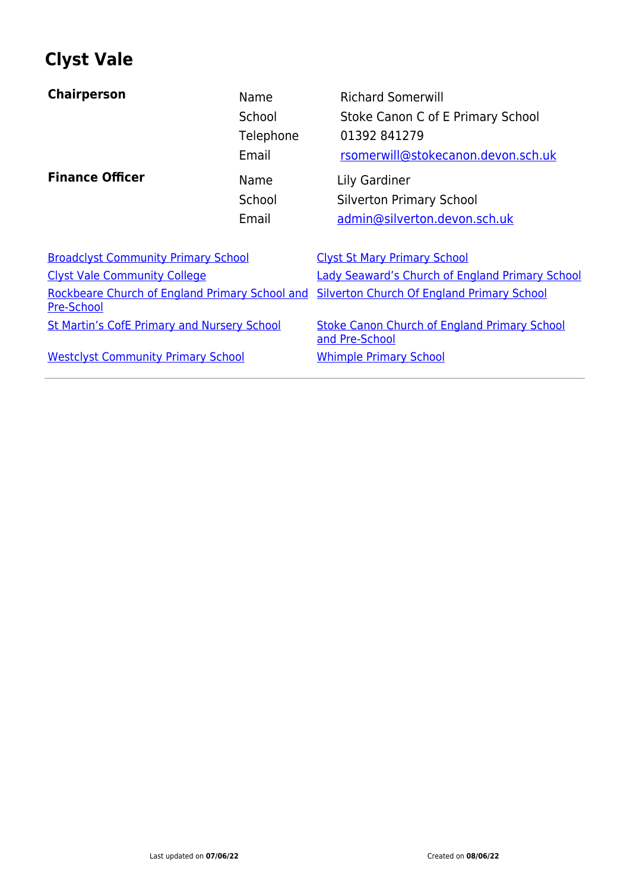# Clyst Vale

| **Chairperson** | | |
|---|---|---|
| | Name | Richard Somerwill |
| | School | Stoke Canon C of E Primary School |
| | Telephone | 01392 841279 |
| | Email | rsomerwill@stokecanon.devon.sch.uk |
| **Finance Officer** | Name | Lily Gardiner |
| | School | Silverton Primary School |
| | Email | admin@silverton.devon.sch.uk |

- Broadclyst Community Primary School
- Clyst St Mary Primary School
- Clyst Vale Community College
- Lady Seaward's Church of England Primary School
- Rockbeare Church of England Primary School and Pre-School
- Silverton Church Of England Primary School
- St Martin's CofE Primary and Nursery School
- Stoke Canon Church of England Primary School and Pre-School
- Westclyst Community Primary School
- Whimple Primary School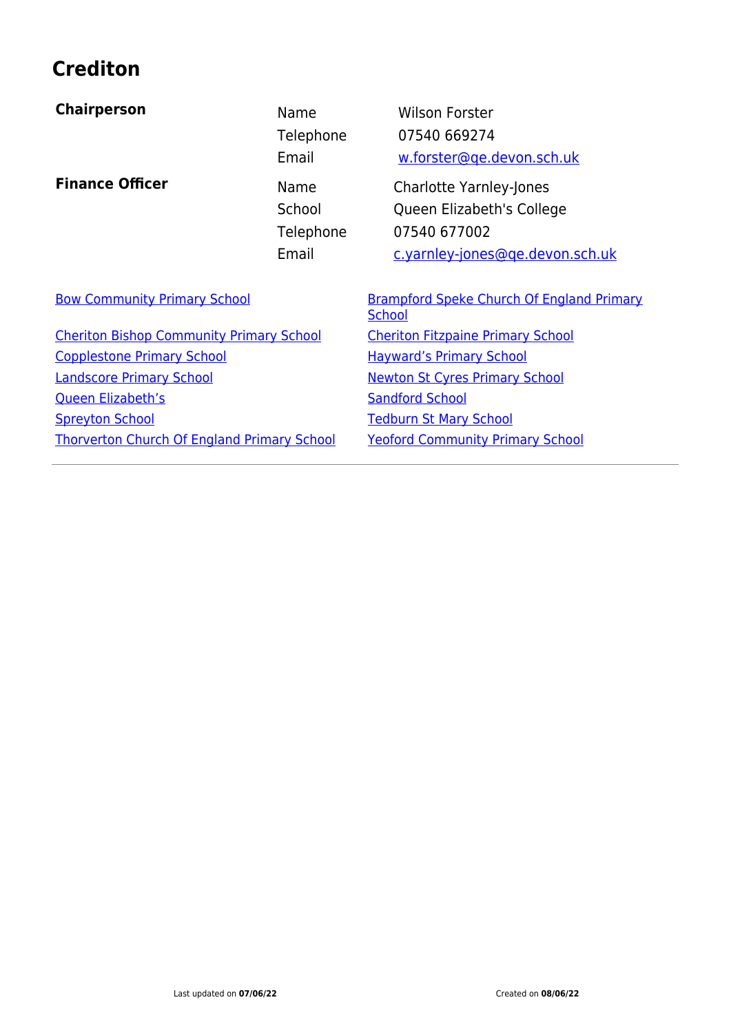# Crediton

| | | |
|---|---|---|
| **Chairperson** | Name | Wilson Forster |
| | Telephone | 07540 669274 |
| | Email | w.forster@qe.devon.sch.uk |
| **Finance Officer** | Name | Charlotte Yarnley-Jones |
| | School | Queen Elizabeth's College |
| | Telephone | 07540 677002 |
| | Email | c.yarnley-jones@qe.devon.sch.uk |

- Bow Community Primary School
- Brampford Speke Church Of England Primary School
- Cheriton Bishop Community Primary School
- Cheriton Fitzpaine Primary School
- Copplestone Primary School
- Hayward's Primary School
- Landscore Primary School
- Newton St Cyres Primary School
- Queen Elizabeth's
- Sandford School
- Spreyton School
- Tedburn St Mary School
- Thorverton Church Of England Primary School
- Yeoford Community Primary School

---

Last updated on **07/06/22** Created on **08/06/22**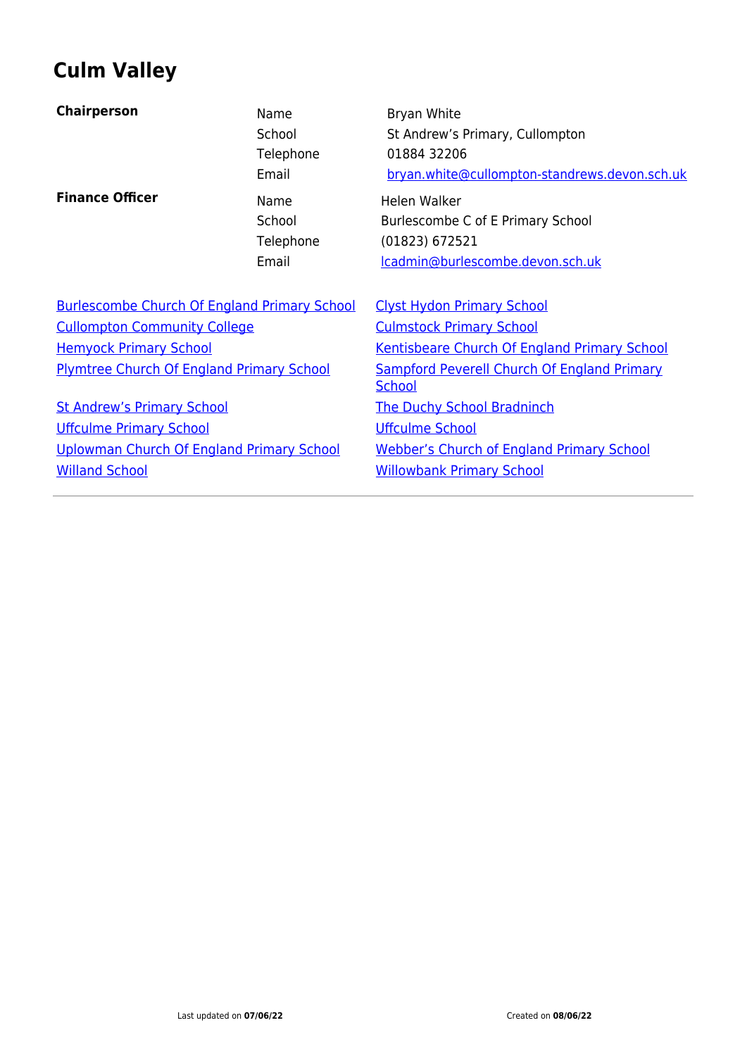# Culm Valley

| | | |
|---|---|---|
| **Chairperson** | Name | Bryan White |
| | School | St Andrew’s Primary, Cullompton |
| | Telephone | 01884 32206 |
| | Email | bryan.white@cullompton-standrews.devon.sch.uk |
| **Finance Officer** | Name | Helen Walker |
| | School | Burlescombe C of E Primary School |
| | Telephone | (01823) 672521 |
| | Email | lcadmin@burlescombe.devon.sch.uk |

- Burlescombe Church Of England Primary School
- Clyst Hydon Primary School
- Cullompton Community College
- Culmstock Primary School
- Hemyock Primary School
- Kentisbeare Church Of England Primary School
- Plymtree Church Of England Primary School
- Sampford Peverell Church Of England Primary School
- St Andrew’s Primary School
- The Duchy School Bradninch
- Uffculme Primary School
- Uffculme School
- Uplowman Church Of England Primary School
- Webber’s Church of England Primary School
- Willand School
- Willowbank Primary School

Last updated on **07/06/22** Created on **08/06/22**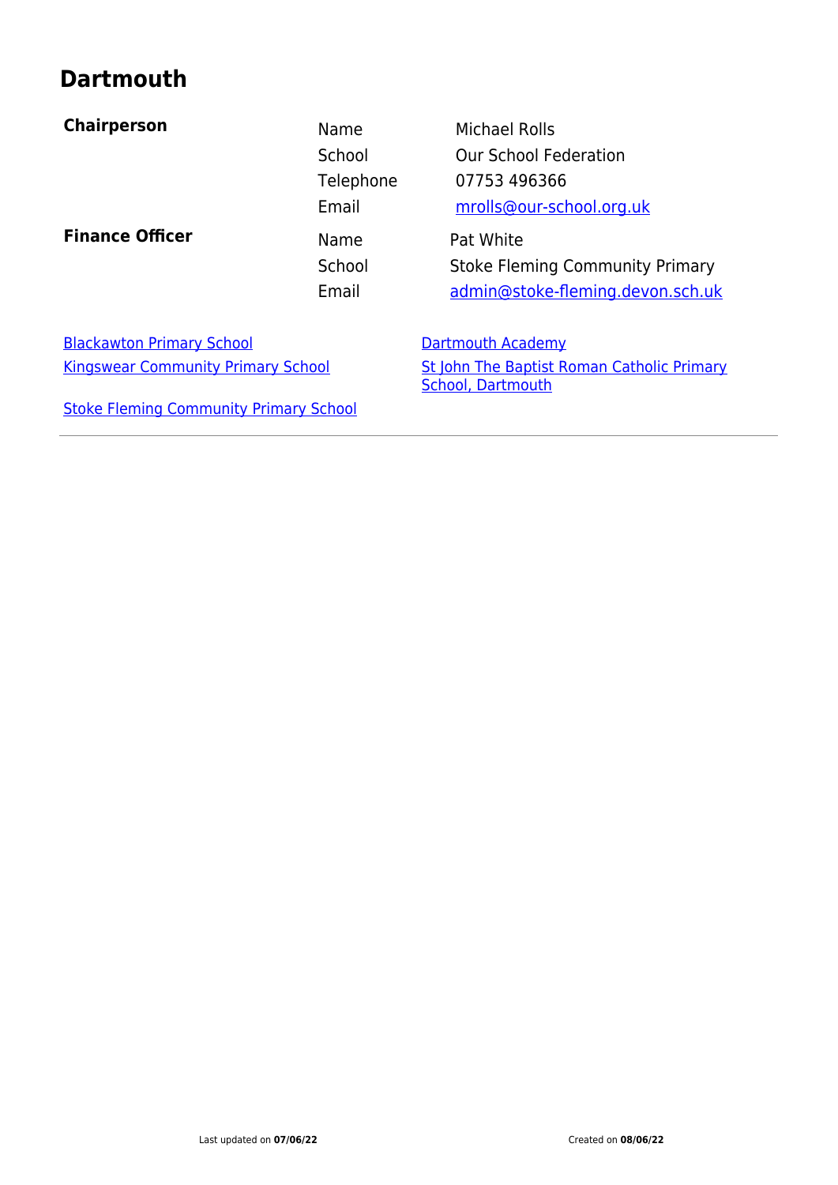# Dartmouth

| **Chairperson** | Name | Michael Rolls |
|---|---|---|
| | School | Our School Federation |
| | Telephone | 07753 496366 |
| | Email | mrolls@our-school.org.uk |
| **Finance Officer** | Name | Pat White |
| | School | Stoke Fleming Community Primary |
| | Email | admin@stoke-fleming.devon.sch.uk |

- Blackawton Primary School
- Kingswear Community Primary School
- Stoke Fleming Community Primary School
- Dartmouth Academy
- St John The Baptist Roman Catholic Primary School, Dartmouth

---

Last updated on **07/06/22** Created on **08/06/22**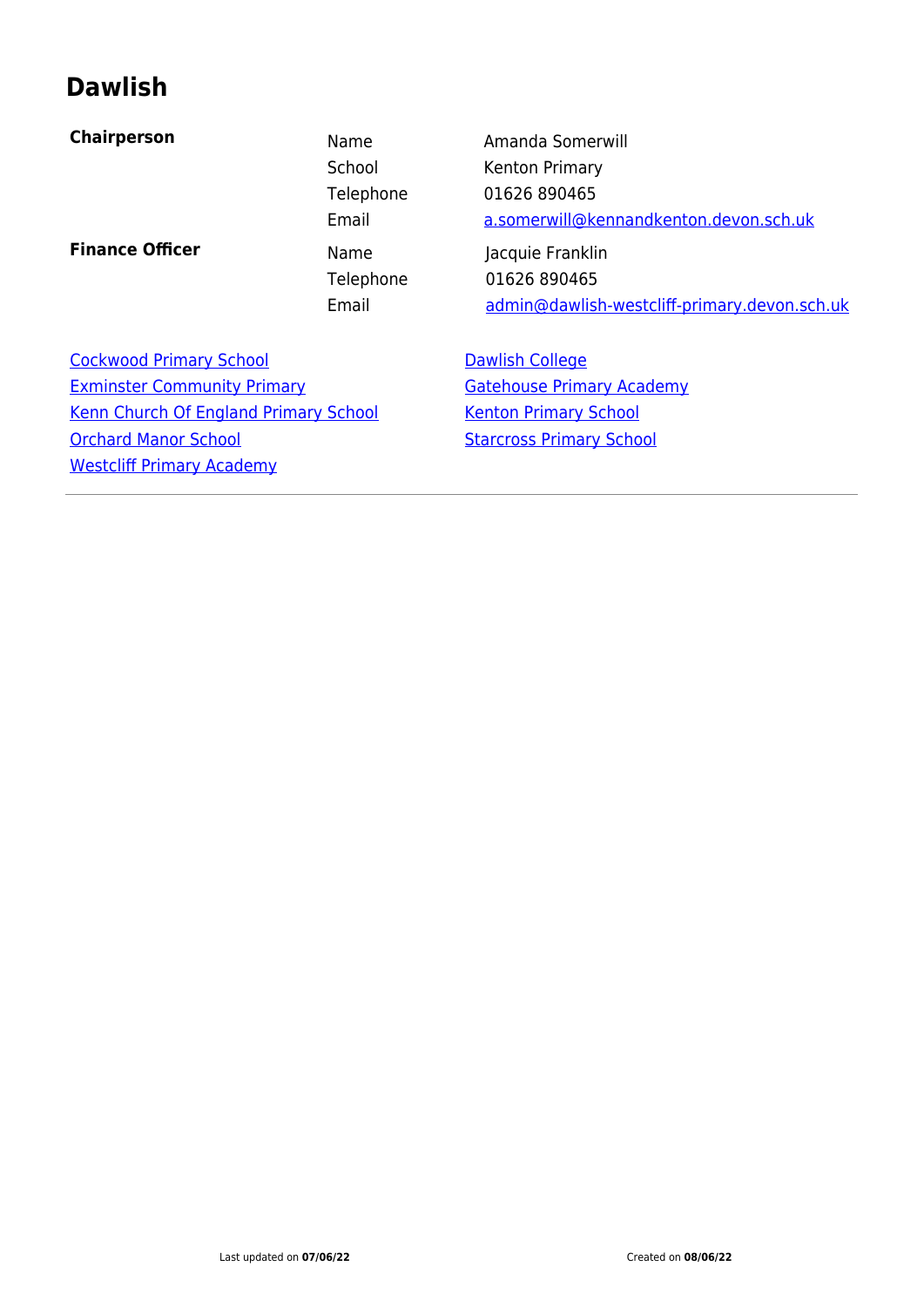# Dawlish

| | | |
|---|---|---|
| **Chairperson** | Name | Amanda Somerwill |
| | School | Kenton Primary |
| | Telephone | 01626 890465 |
| | Email | a.somerwill@kennandkenton.devon.sch.uk |
| **Finance Officer** | Name | Jacquie Franklin |
| | Telephone | 01626 890465 |
| | Email | admin@dawlish-westcliff-primary.devon.sch.uk |

- Cockwood Primary School
- Exminster Community Primary
- Kenn Church Of England Primary School
- Orchard Manor School
- Westcliff Primary Academy
- Dawlish College
- Gatehouse Primary Academy
- Kenton Primary School
- Starcross Primary School

---

Last updated on **07/06/22**

Created on **08/06/22**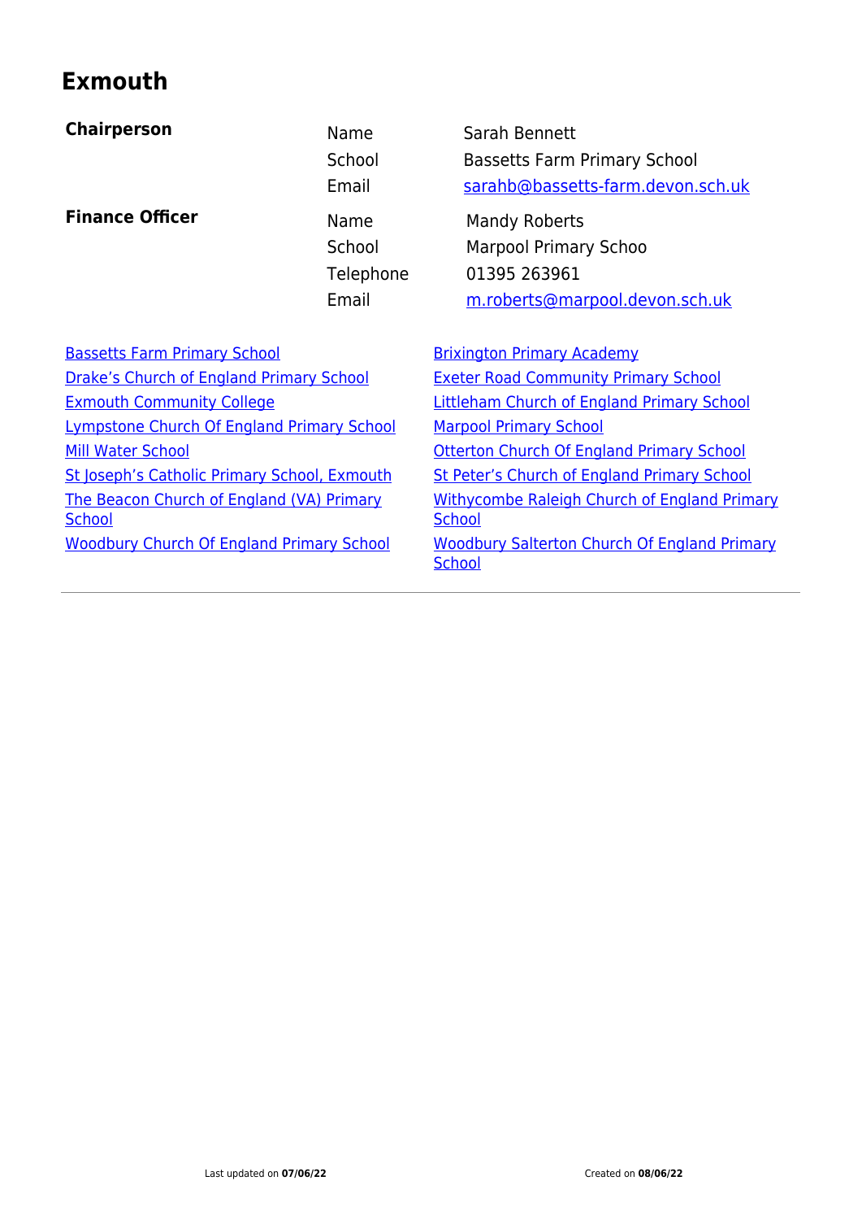# Exmouth

| **Chairperson** | Name | Sarah Bennett |
|---|---|---|
| | School | Bassetts Farm Primary School |
| | Email | sarahb@bassetts-farm.devon.sch.uk |
| **Finance Officer** | Name | Mandy Roberts |
| | School | Marpool Primary Schoo |
| | Telephone | 01395 263961 |
| | Email | m.roberts@marpool.devon.sch.uk |

- Bassetts Farm Primary School
- Brixington Primary Academy
- Drake's Church of England Primary School
- Exeter Road Community Primary School
- Exmouth Community College
- Littleham Church of England Primary School
- Lympstone Church Of England Primary School
- Marpool Primary School
- Mill Water School
- Otterton Church Of England Primary School
- St Joseph's Catholic Primary School, Exmouth
- St Peter's Church of England Primary School
- The Beacon Church of England (VA) Primary School
- Withycombe Raleigh Church of England Primary School
- Woodbury Church Of England Primary School
- Woodbury Salterton Church Of England Primary School

Last updated on **07/06/22** Created on **08/06/22**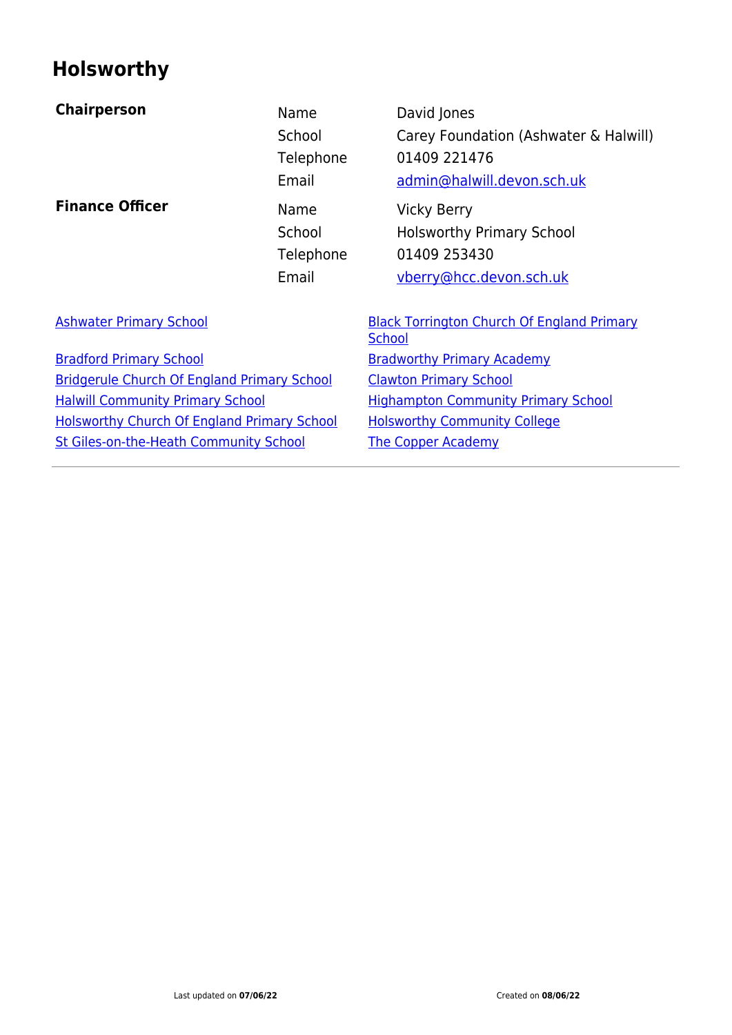# Holsworthy

| | | |
|---|---|---|
| **Chairperson** | Name | David Jones |
| | School | Carey Foundation (Ashwater & Halwill) |
| | Telephone | 01409 221476 |
| | Email | admin@halwill.devon.sch.uk |
| **Finance Officer** | Name | Vicky Berry |
| | School | Holsworthy Primary School |
| | Telephone | 01409 253430 |
| | Email | vberry@hcc.devon.sch.uk |

- Ashwater Primary School
- Black Torrington Church Of England Primary School
- Bradford Primary School
- Bradworthy Primary Academy
- Bridgerule Church Of England Primary School
- Clawton Primary School
- Halwill Community Primary School
- Highampton Community Primary School
- Holsworthy Church Of England Primary School
- Holsworthy Community College
- St Giles-on-the-Heath Community School
- The Copper Academy

Last updated on **07/06/22** Created on **08/06/22**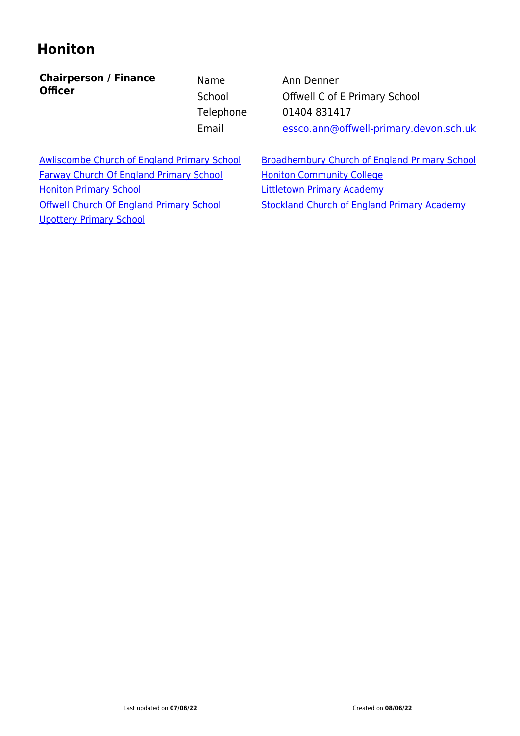# Honiton

| **Chairperson / Finance Officer** | Name | Ann Denner |
|---|---|---|
| | School | Offwell C of E Primary School |
| | Telephone | 01404 831417 |
| | Email | essco.ann@offwell-primary.devon.sch.uk |

- Awliscombe Church of England Primary School
- Broadhembury Church of England Primary School
- Farway Church Of England Primary School
- Honiton Community College
- Honiton Primary School
- Littletown Primary Academy
- Offwell Church Of England Primary School
- Stockland Church of England Primary Academy
- Upottery Primary School

---

Last updated on **07/06/22** Created on **08/06/22**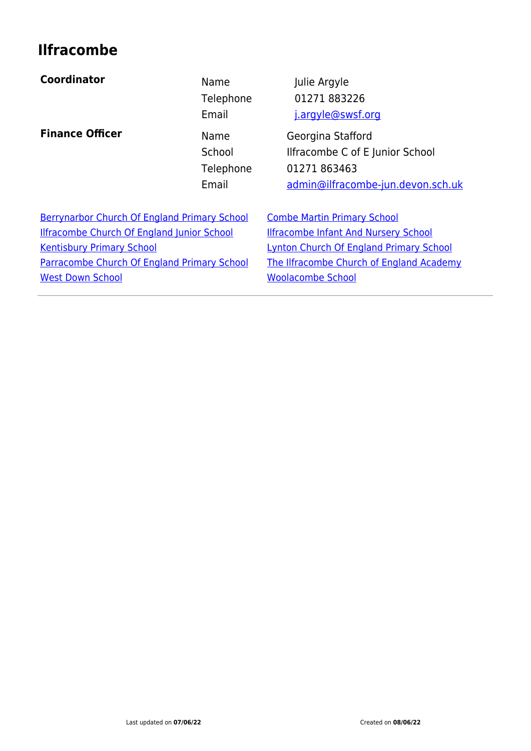# Ilfracombe

| | | |
|---|---|---|
| **Coordinator** | Name | Julie Argyle |
| | Telephone | 01271 883226 |
| | Email | j.argyle@swsf.org |
| **Finance Officer** | Name | Georgina Stafford |
| | School | Ilfracombe C of E Junior School |
| | Telephone | 01271 863463 |
| | Email | admin@ilfracombe-jun.devon.sch.uk |

- Berrynarbor Church Of England Primary School
- Combe Martin Primary School
- Ilfracombe Church Of England Junior School
- Ilfracombe Infant And Nursery School
- Kentisbury Primary School
- Lynton Church Of England Primary School
- Parracombe Church Of England Primary School
- The Ilfracombe Church of England Academy
- West Down School
- Woolacombe School

---

Last updated on **07/06/22**

Created on **08/06/22**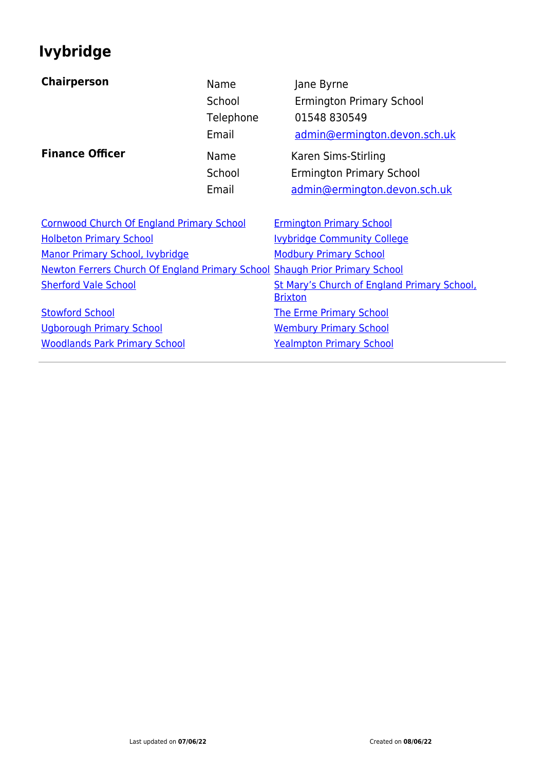# Ivybridge

| **Chairperson** | | |
|---|---|---|
| | Name | Jane Byrne |
| | School | Ermington Primary School |
| | Telephone | 01548 830549 |
| | Email | admin@ermington.devon.sch.uk |
| **Finance Officer** | Name | Karen Sims-Stirling |
| | School | Ermington Primary School |
| | Email | admin@ermington.devon.sch.uk |

| | |
|---|---|
| Cornwood Church Of England Primary School | Ermington Primary School |
| Holbeton Primary School | Ivybridge Community College |
| Manor Primary School, Ivybridge | Modbury Primary School |
| Newton Ferrers Church Of England Primary School | Shaugh Prior Primary School |
| Sherford Vale School | St Mary's Church of England Primary School, Brixton |
| Stowford School | The Erme Primary School |
| Ugborough Primary School | Wembury Primary School |
| Woodlands Park Primary School | Yealmpton Primary School |

---

Last updated on **07/06/22** Created on **08/06/22**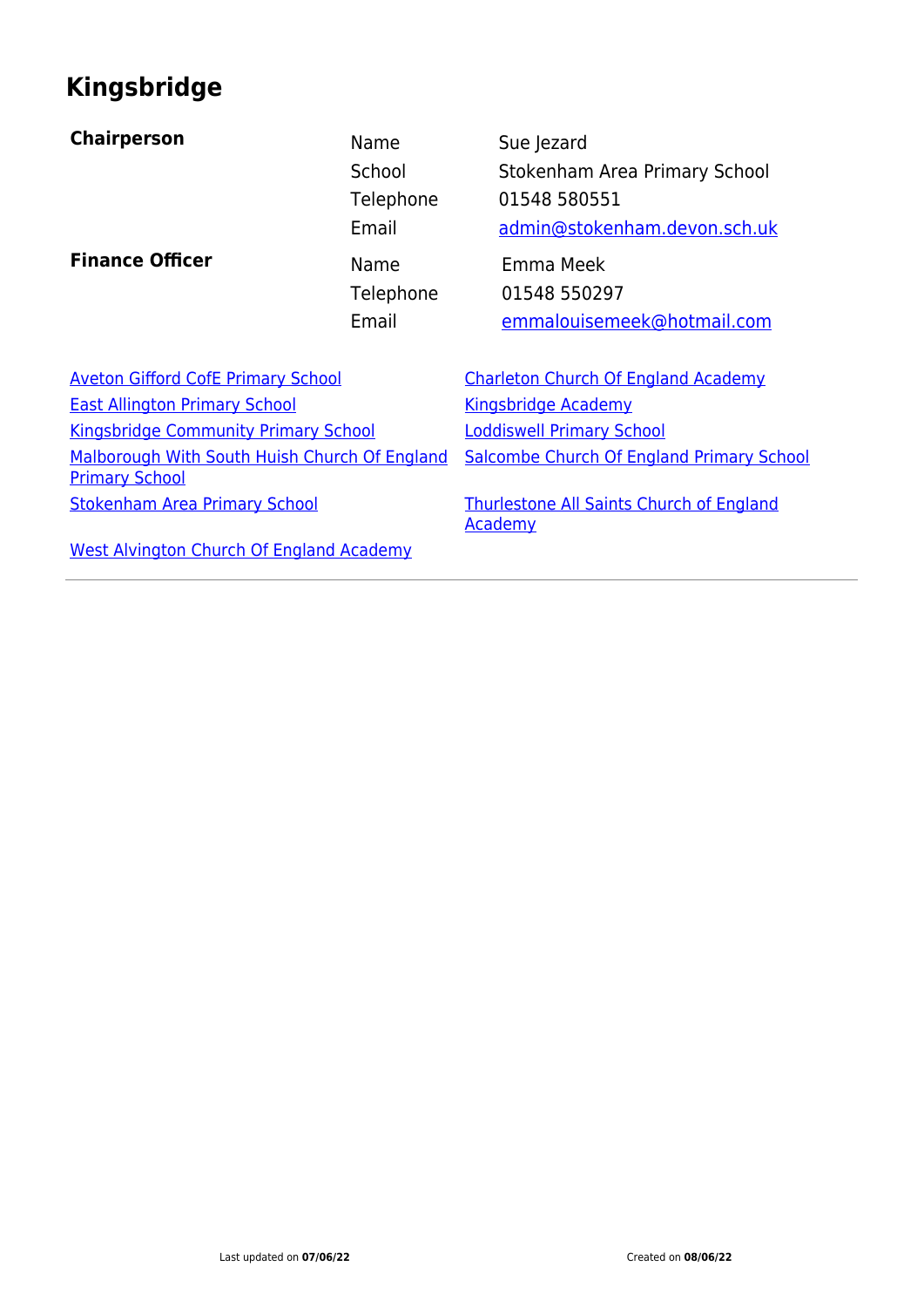# Kingsbridge

| **Chairperson** | Name | Sue Jezard |
|---|---|---|
| | School | Stokenham Area Primary School |
| | Telephone | 01548 580551 |
| | Email | admin@stokenham.devon.sch.uk |
| **Finance Officer** | Name | Emma Meek |
| | Telephone | 01548 550297 |
| | Email | emmalouisemeek@hotmail.com |

- Aveton Gifford CofE Primary School
- Charleton Church Of England Academy
- East Allington Primary School
- Kingsbridge Academy
- Kingsbridge Community Primary School
- Loddiswell Primary School
- Malborough With South Huish Church Of England Primary School
- Salcombe Church Of England Primary School
- Stokenham Area Primary School
- Thurlestone All Saints Church of England Academy
- West Alvington Church Of England Academy

Last updated on **07/06/22** Created on **08/06/22**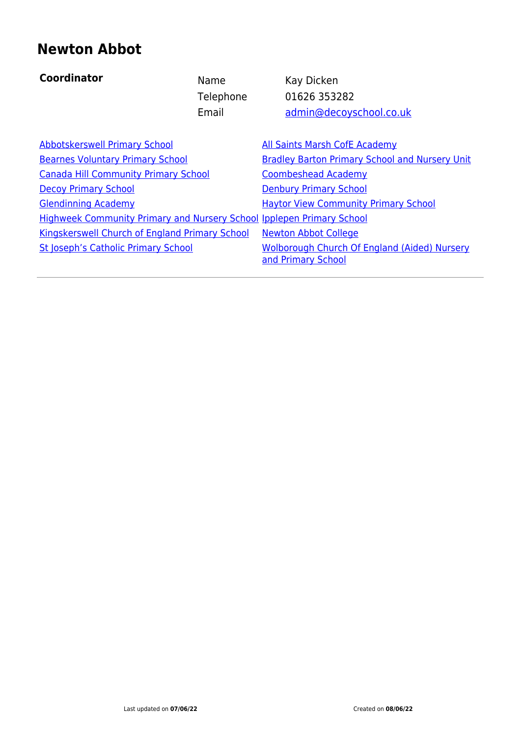# Newton Abbot

| **Coordinator** | | |
|---|---|---|
| | Name | Kay Dicken |
| | Telephone | 01626 353282 |
| | Email | admin@decoyschool.co.uk |

- Abbotskerswell Primary School
- All Saints Marsh CofE Academy
- Bearnes Voluntary Primary School
- Bradley Barton Primary School and Nursery Unit
- Canada Hill Community Primary School
- Coombeshead Academy
- Decoy Primary School
- Denbury Primary School
- Glendinning Academy
- Haytor View Community Primary School
- Highweek Community Primary and Nursery School
- Ipplepen Primary School
- Kingskerswell Church of England Primary School
- Newton Abbot College
- St Joseph's Catholic Primary School
- Wolborough Church Of England (Aided) Nursery and Primary School

Last updated on **07/06/22** Created on **08/06/22**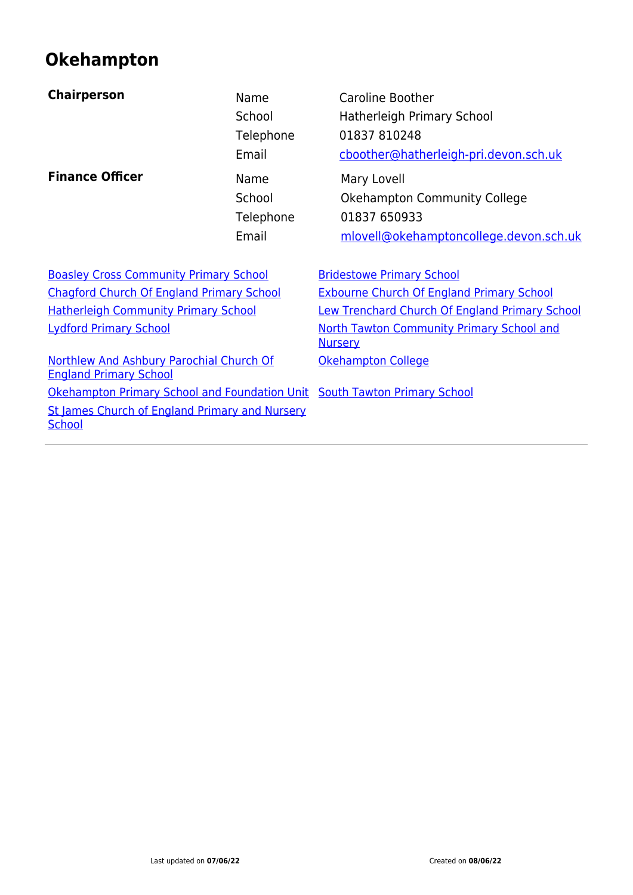# Okehampton

| | | |
|---|---|---|
| **Chairperson** | Name | Caroline Boother |
| | School | Hatherleigh Primary School |
| | Telephone | 01837 810248 |
| | Email | cboother@hatherleigh-pri.devon.sch.uk |
| **Finance Officer** | Name | Mary Lovell |
| | School | Okehampton Community College |
| | Telephone | 01837 650933 |
| | Email | mlovell@okehamptoncollege.devon.sch.uk |

- Boasley Cross Community Primary School
- Bridestowe Primary School
- Chagford Church Of England Primary School
- Exbourne Church Of England Primary School
- Hatherleigh Community Primary School
- Lew Trenchard Church Of England Primary School
- Lydford Primary School
- North Tawton Community Primary School and Nursery
- Northlew And Ashbury Parochial Church Of England Primary School
- Okehampton College
- Okehampton Primary School and Foundation Unit
- South Tawton Primary School
- St James Church of England Primary and Nursery School

Last updated on **07/06/22** Created on **08/06/22**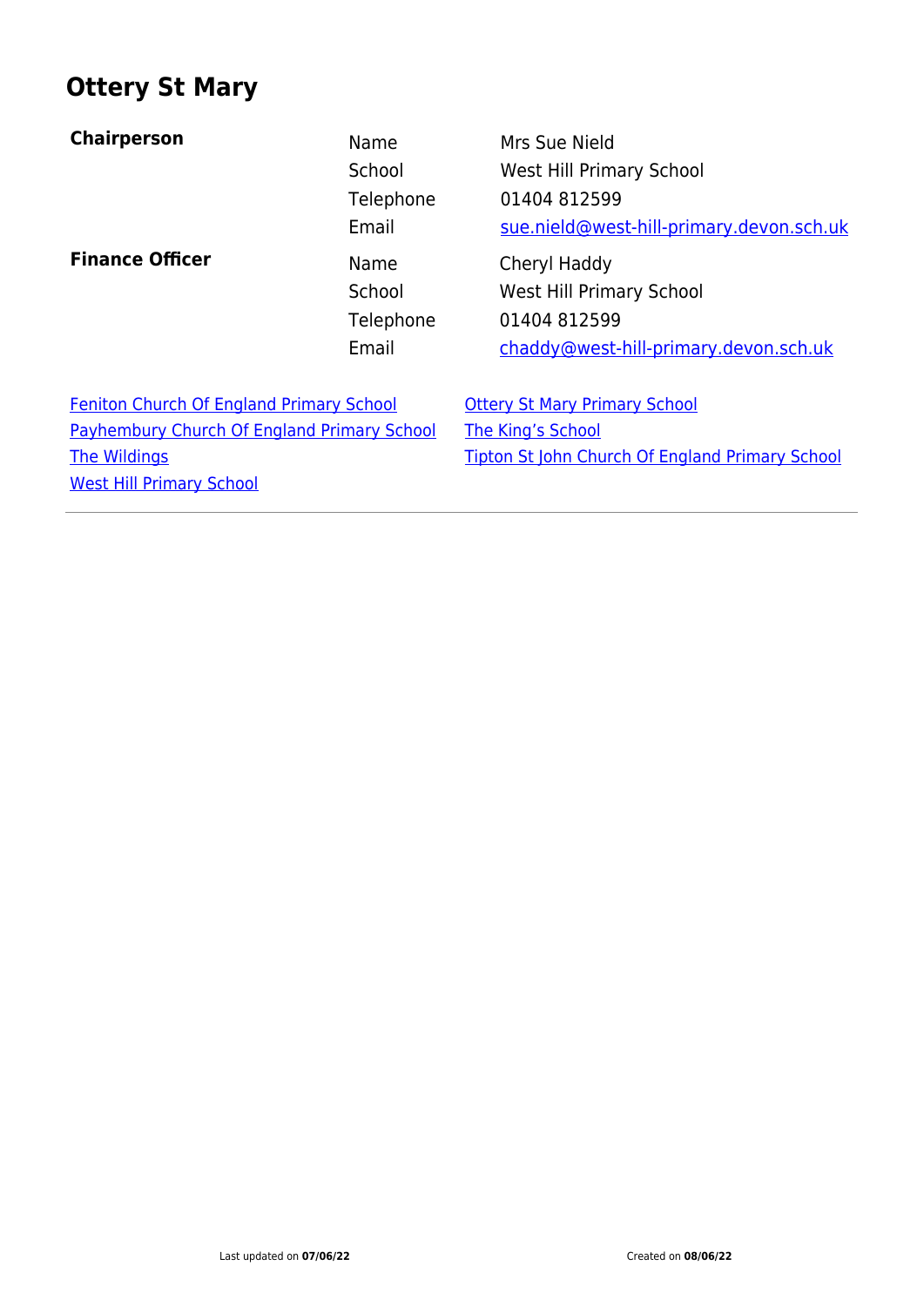# Ottery St Mary

**Chairperson**

| | |
|---|---|
| Name | Mrs Sue Nield |
| School | West Hill Primary School |
| Telephone | 01404 812599 |
| Email | sue.nield@west-hill-primary.devon.sch.uk |

**Finance Officer**

| | |
|---|---|
| Name | Cheryl Haddy |
| School | West Hill Primary School |
| Telephone | 01404 812599 |
| Email | chaddy@west-hill-primary.devon.sch.uk |

- Feniton Church Of England Primary School
- Ottery St Mary Primary School
- Payhembury Church Of England Primary School
- The King's School
- The Wildings
- Tipton St John Church Of England Primary School
- West Hill Primary School

---

Last updated on **07/06/22** Created on **08/06/22**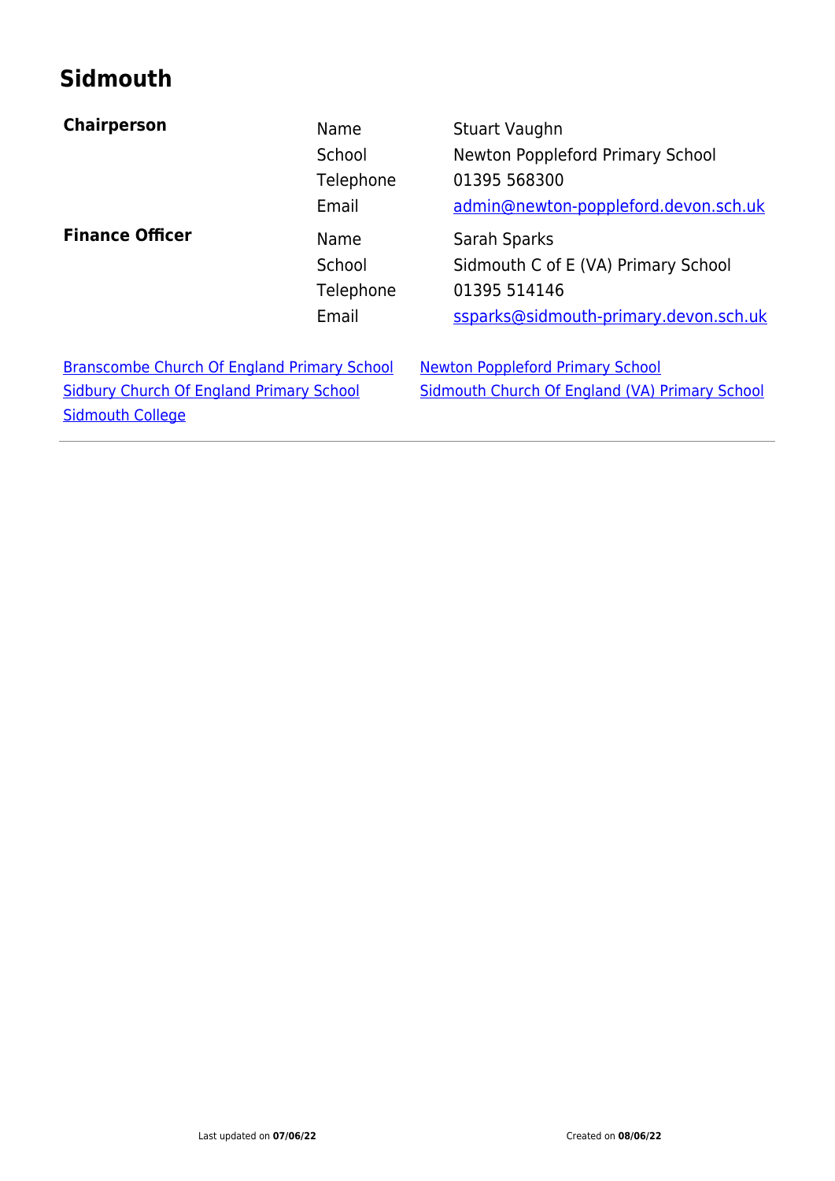## Sidmouth

| | | |
|---|---|---|
| **Chairperson** | Name | Stuart Vaughn |
| | School | Newton Poppleford Primary School |
| | Telephone | 01395 568300 |
| | Email | admin@newton-poppleford.devon.sch.uk |
| **Finance Officer** | Name | Sarah Sparks |
| | School | Sidmouth C of E (VA) Primary School |
| | Telephone | 01395 514146 |
| | Email | ssparks@sidmouth-primary.devon.sch.uk |

- Branscombe Church Of England Primary School
- Newton Poppleford Primary School
- Sidbury Church Of England Primary School
- Sidmouth Church Of England (VA) Primary School
- Sidmouth College

---

Last updated on **07/06/22** Created on **08/06/22**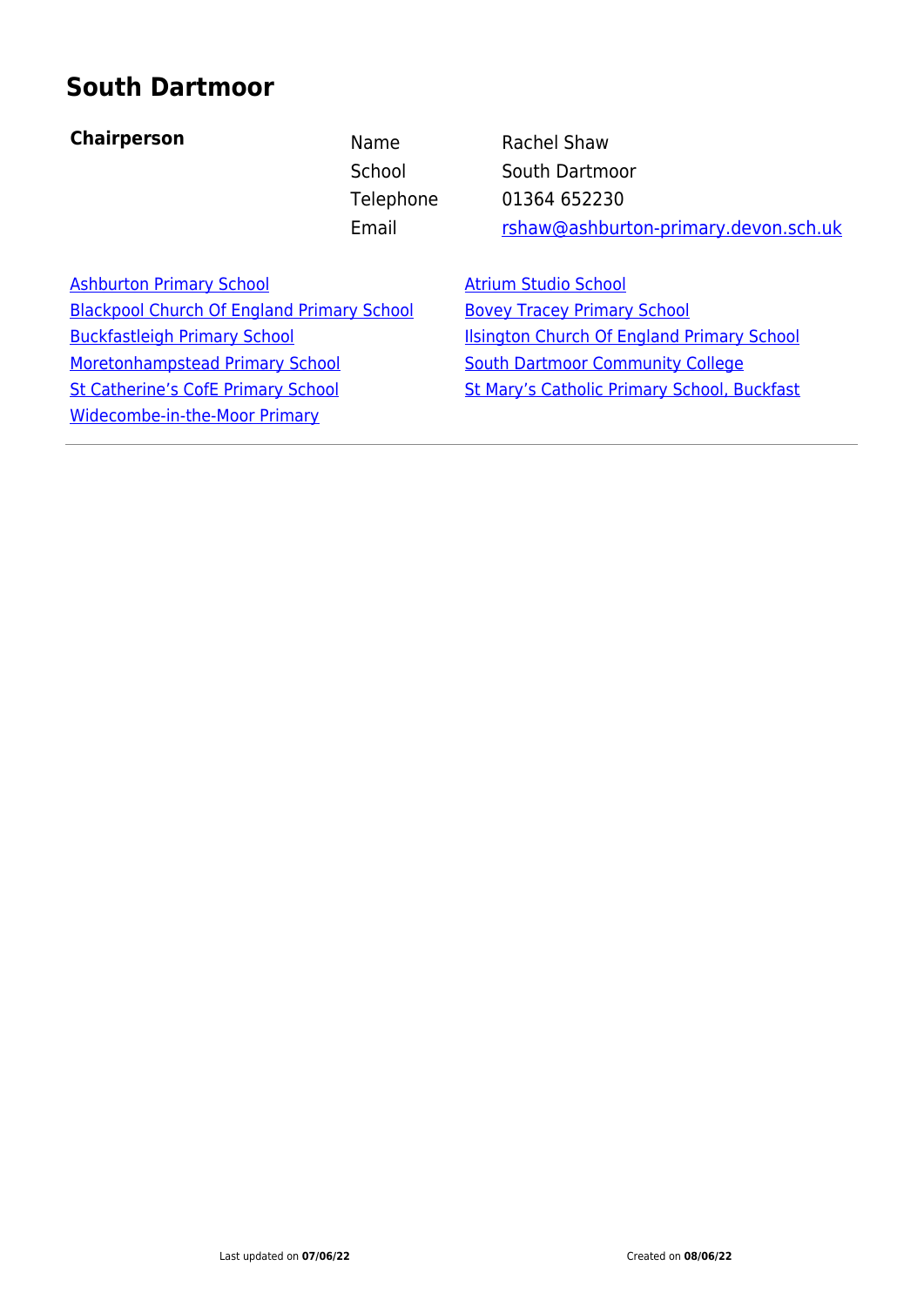# South Dartmoor

**Chairperson**

| | |
|---|---|
| Name | Rachel Shaw |
| School | South Dartmoor |
| Telephone | 01364 652230 |
| Email | rshaw@ashburton-primary.devon.sch.uk |

- Ashburton Primary School
- Atrium Studio School
- Blackpool Church Of England Primary School
- Bovey Tracey Primary School
- Buckfastleigh Primary School
- Ilsington Church Of England Primary School
- Moretonhampstead Primary School
- South Dartmoor Community College
- St Catherine's CofE Primary School
- St Mary's Catholic Primary School, Buckfast
- Widecombe-in-the-Moor Primary

Last updated on **07/06/22** Created on **08/06/22**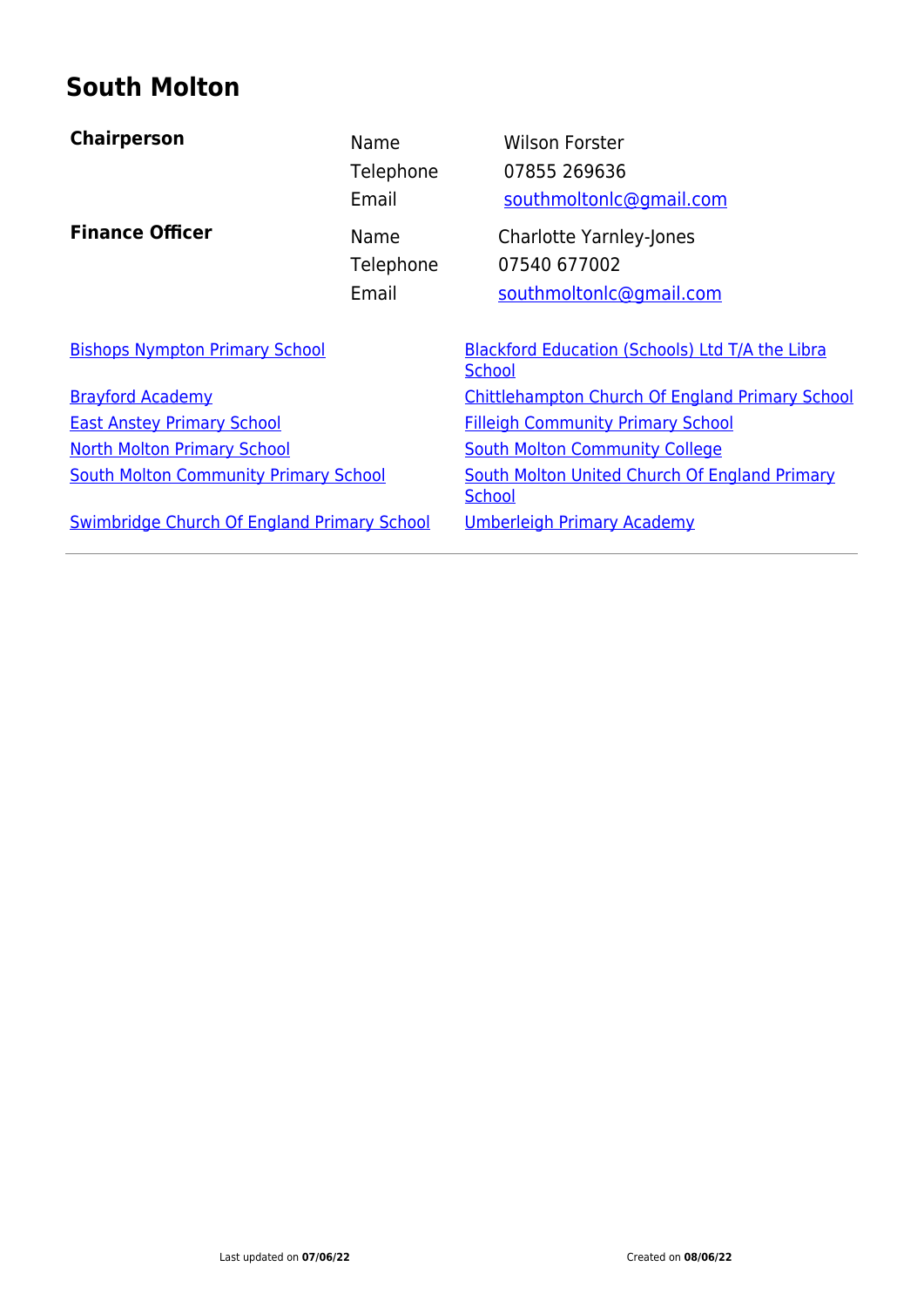# South Molton

| | | |
|---|---|---|
| **Chairperson** | Name | Wilson Forster |
| | Telephone | 07855 269636 |
| | Email | southmoltonlc@gmail.com |
| **Finance Officer** | Name | Charlotte Yarnley-Jones |
| | Telephone | 07540 677002 |
| | Email | southmoltonlc@gmail.com |

- Bishops Nympton Primary School
- Blackford Education (Schools) Ltd T/A the Libra School
- Brayford Academy
- Chittlehampton Church Of England Primary School
- East Anstey Primary School
- Filleigh Community Primary School
- North Molton Primary School
- South Molton Community College
- South Molton Community Primary School
- South Molton United Church Of England Primary School
- Swimbridge Church Of England Primary School
- Umberleigh Primary Academy

---

Last updated on **07/06/22** Created on **08/06/22**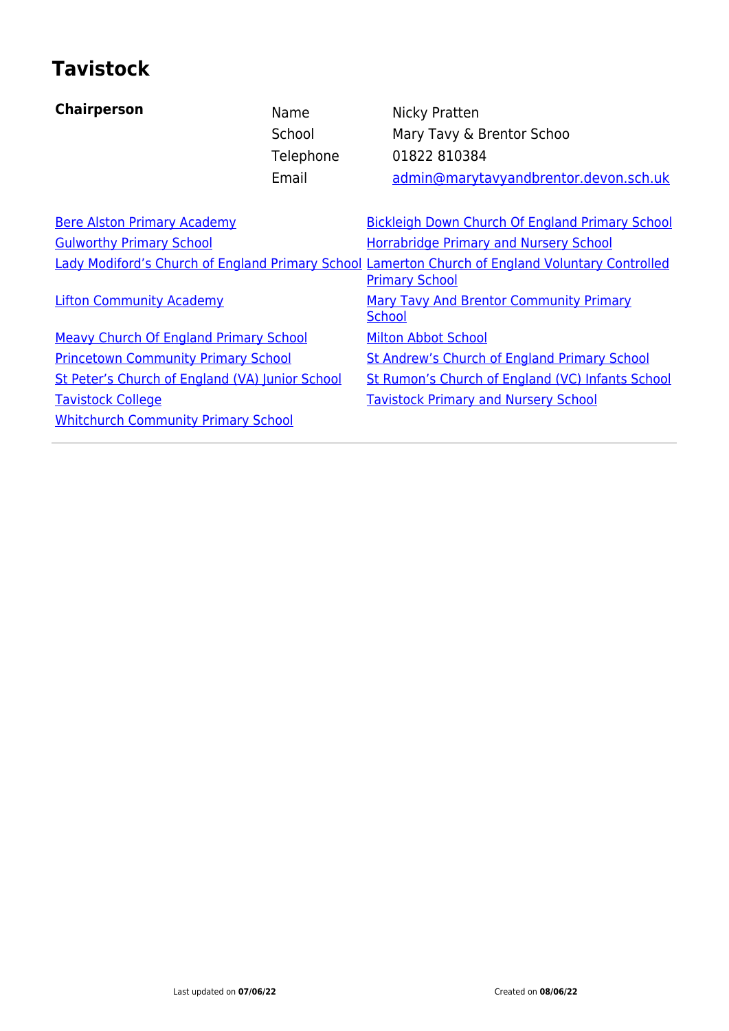# Tavistock

| **Chairperson** | | |
|---|---|---|
| | Name | Nicky Pratten |
| | School | Mary Tavy & Brentor Schoo |
| | Telephone | 01822 810384 |
| | Email | admin@marytavyandbrentor.devon.sch.uk |

- Bere Alston Primary Academy
- Bickleigh Down Church Of England Primary School
- Gulworthy Primary School
- Horrabridge Primary and Nursery School
- Lady Modiford's Church of England Primary School
- Lamerton Church of England Voluntary Controlled Primary School
- Lifton Community Academy
- Mary Tavy And Brentor Community Primary School
- Meavy Church Of England Primary School
- Milton Abbot School
- Princetown Community Primary School
- St Andrew's Church of England Primary School
- St Peter's Church of England (VA) Junior School
- St Rumon's Church of England (VC) Infants School
- Tavistock College
- Tavistock Primary and Nursery School
- Whitchurch Community Primary School

Last updated on **07/06/22** Created on **08/06/22**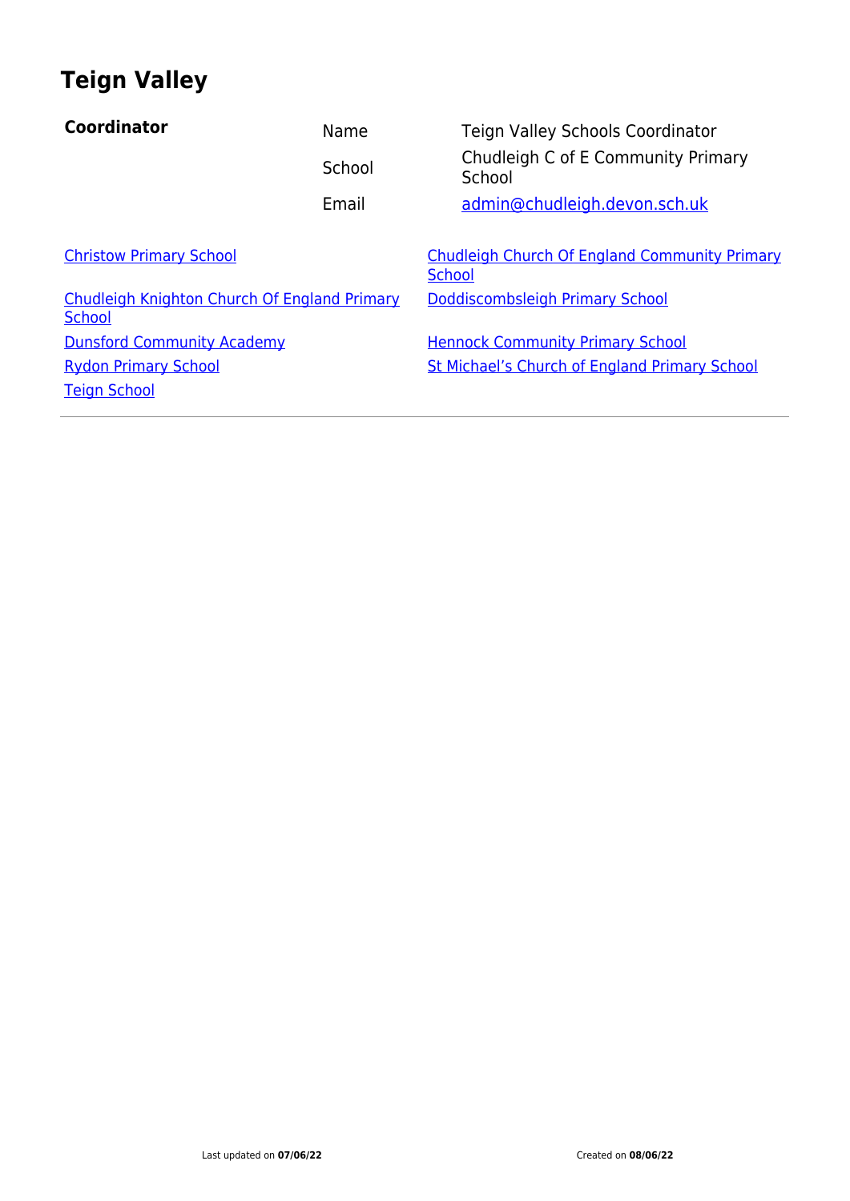# Teign Valley

| **Coordinator** | | |
|---|---|---|
| | Name | Teign Valley Schools Coordinator |
| | School | Chudleigh C of E Community Primary School |
| | Email | admin@chudleigh.devon.sch.uk |

- Christow Primary School
- Chudleigh Church Of England Community Primary School
- Chudleigh Knighton Church Of England Primary School
- Doddiscombsleigh Primary School
- Dunsford Community Academy
- Hennock Community Primary School
- Rydon Primary School
- St Michael's Church of England Primary School
- Teign School

Last updated on **07/06/22** Created on **08/06/22**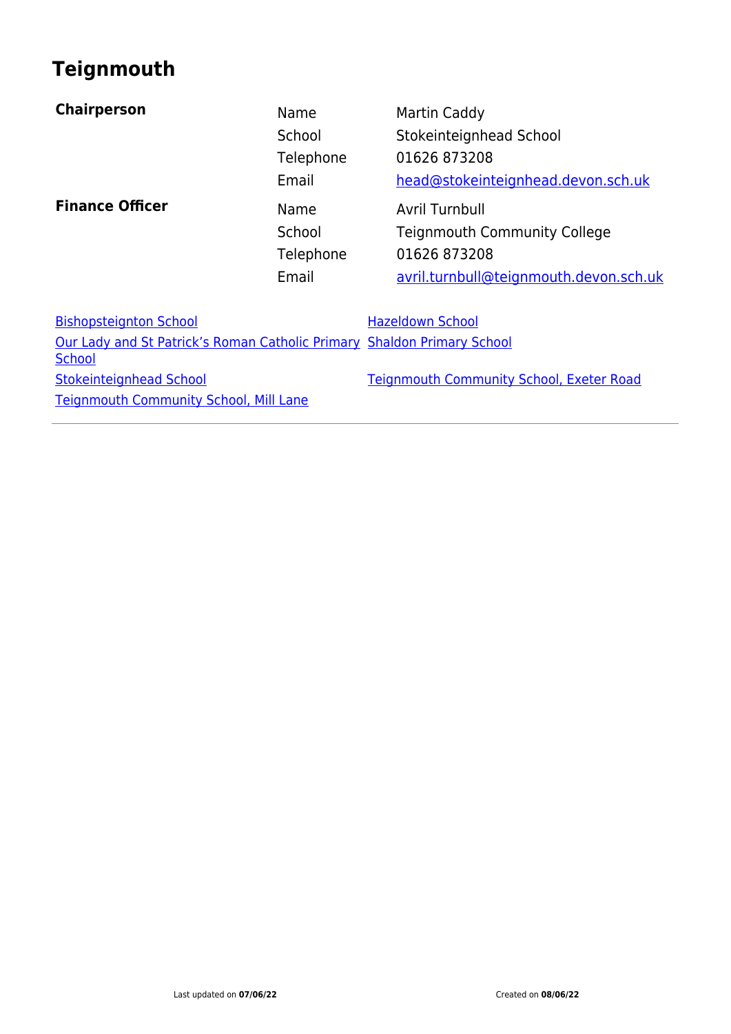# Teignmouth

| | | |
|---|---|---|
| **Chairperson** | Name | Martin Caddy |
| | School | Stokeinteignhead School |
| | Telephone | 01626 873208 |
| | Email | head@stokeinteignhead.devon.sch.uk |
| **Finance Officer** | Name | Avril Turnbull |
| | School | Teignmouth Community College |
| | Telephone | 01626 873208 |
| | Email | avril.turnbull@teignmouth.devon.sch.uk |

- Bishopsteignton School
- Hazeldown School
- Our Lady and St Patrick's Roman Catholic Primary School
- Shaldon Primary School
- Stokeinteignhead School
- Teignmouth Community School, Exeter Road
- Teignmouth Community School, Mill Lane

---

Last updated on **07/06/22** Created on **08/06/22**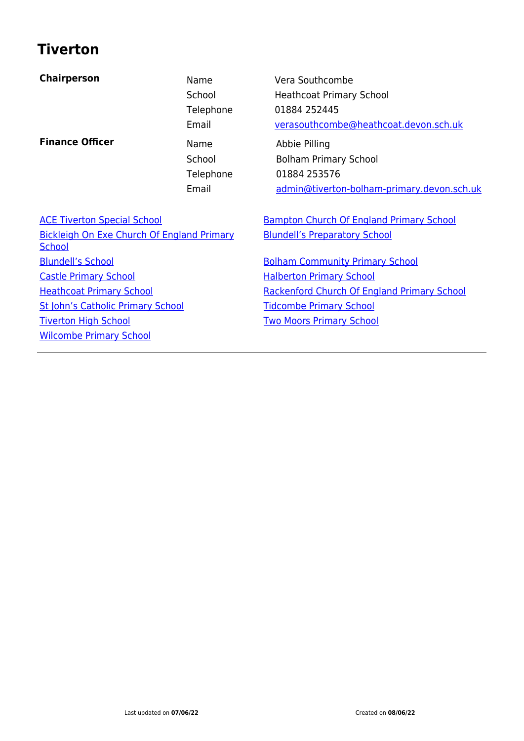# Tiverton

| | | |
|---|---|---|
| **Chairperson** | Name | Vera Southcombe |
| | School | Heathcoat Primary School |
| | Telephone | 01884 252445 |
| | Email | verasouthcombe@heathcoat.devon.sch.uk |
| **Finance Officer** | Name | Abbie Pilling |
| | School | Bolham Primary School |
| | Telephone | 01884 253576 |
| | Email | admin@tiverton-bolham-primary.devon.sch.uk |

- ACE Tiverton Special School
- Bampton Church Of England Primary School
- Bickleigh On Exe Church Of England Primary School
- Blundell's Preparatory School
- Blundell's School
- Bolham Community Primary School
- Castle Primary School
- Halberton Primary School
- Heathcoat Primary School
- Rackenford Church Of England Primary School
- St John's Catholic Primary School
- Tidcombe Primary School
- Tiverton High School
- Two Moors Primary School
- Wilcombe Primary School

---

Last updated on **07/06/22** Created on **08/06/22**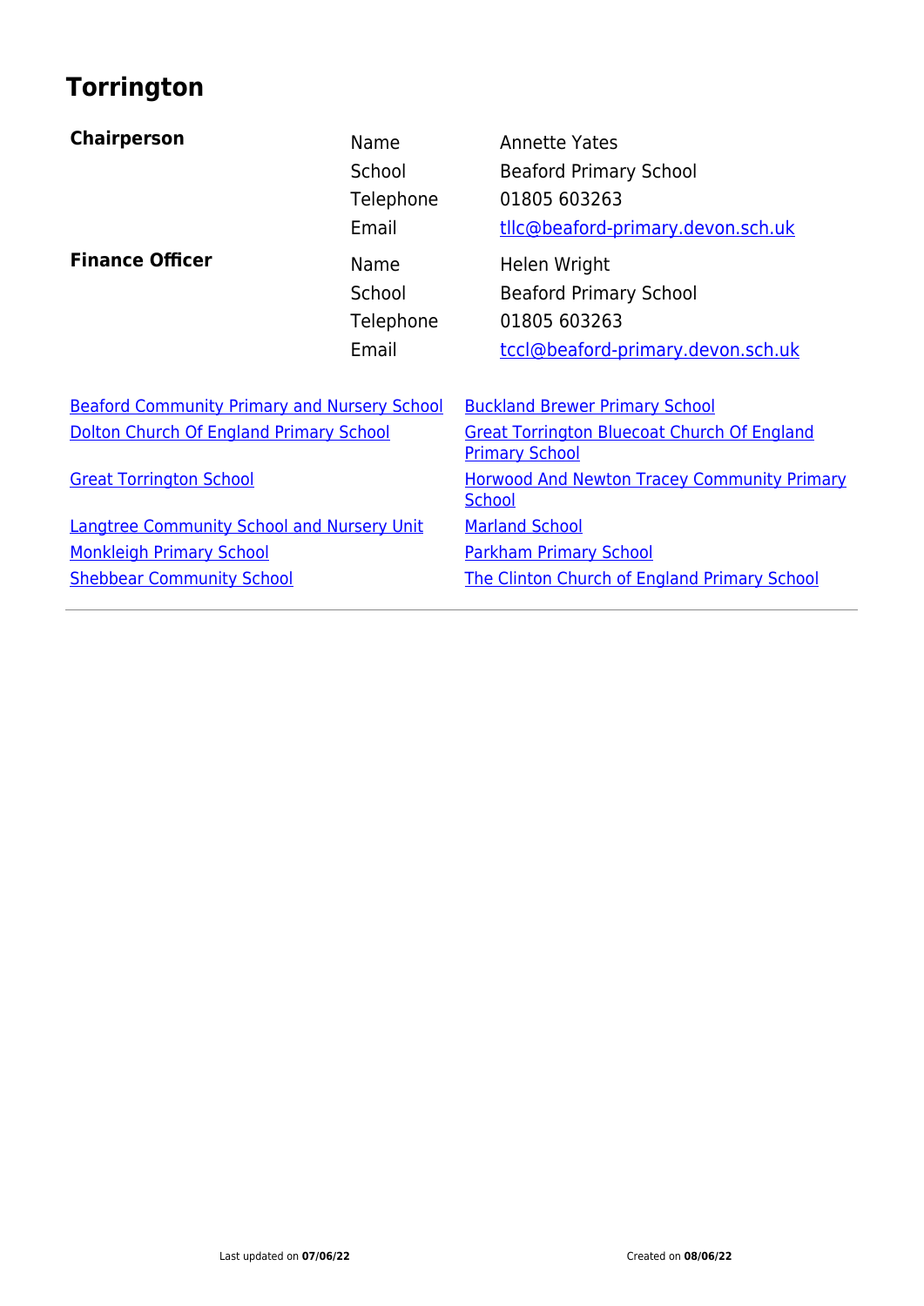# Torrington

| | | |
|---|---|---|
| **Chairperson** | Name | Annette Yates |
| | School | Beaford Primary School |
| | Telephone | 01805 603263 |
| | Email | tllc@beaford-primary.devon.sch.uk |
| **Finance Officer** | Name | Helen Wright |
| | School | Beaford Primary School |
| | Telephone | 01805 603263 |
| | Email | tccl@beaford-primary.devon.sch.uk |

- Beaford Community Primary and Nursery School
- Buckland Brewer Primary School
- Dolton Church Of England Primary School
- Great Torrington Bluecoat Church Of England Primary School
- Great Torrington School
- Horwood And Newton Tracey Community Primary School
- Langtree Community School and Nursery Unit
- Marland School
- Monkleigh Primary School
- Parkham Primary School
- Shebbear Community School
- The Clinton Church of England Primary School

---

Last updated on **07/06/22** Created on **08/06/22**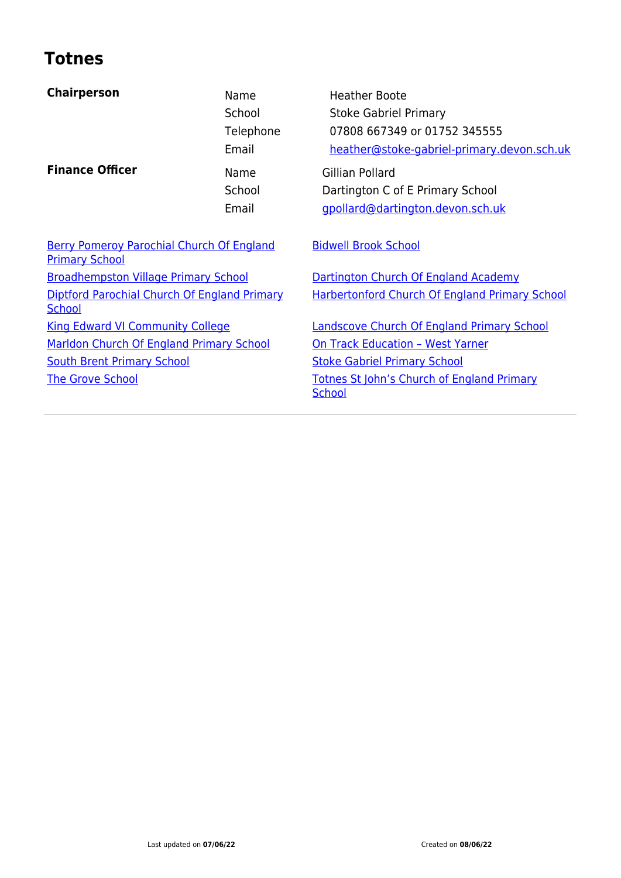# Totnes

**Chairperson**

| | |
|---|---|
| Name | Heather Boote |
| School | Stoke Gabriel Primary |
| Telephone | 07808 667349 or 01752 345555 |
| Email | heather@stoke-gabriel-primary.devon.sch.uk |

**Finance Officer**

| | |
|---|---|
| Name | Gillian Pollard |
| School | Dartington C of E Primary School |
| Email | gpollard@dartington.devon.sch.uk |

- Berry Pomeroy Parochial Church Of England Primary School
- Bidwell Brook School
- Broadhempston Village Primary School
- Dartington Church Of England Academy
- Diptford Parochial Church Of England Primary School
- Harbertonford Church Of England Primary School
- King Edward VI Community College
- Landscove Church Of England Primary School
- Marldon Church Of England Primary School
- On Track Education – West Yarner
- South Brent Primary School
- Stoke Gabriel Primary School
- The Grove School
- Totnes St John's Church of England Primary School

Last updated on **07/06/22** Created on **08/06/22**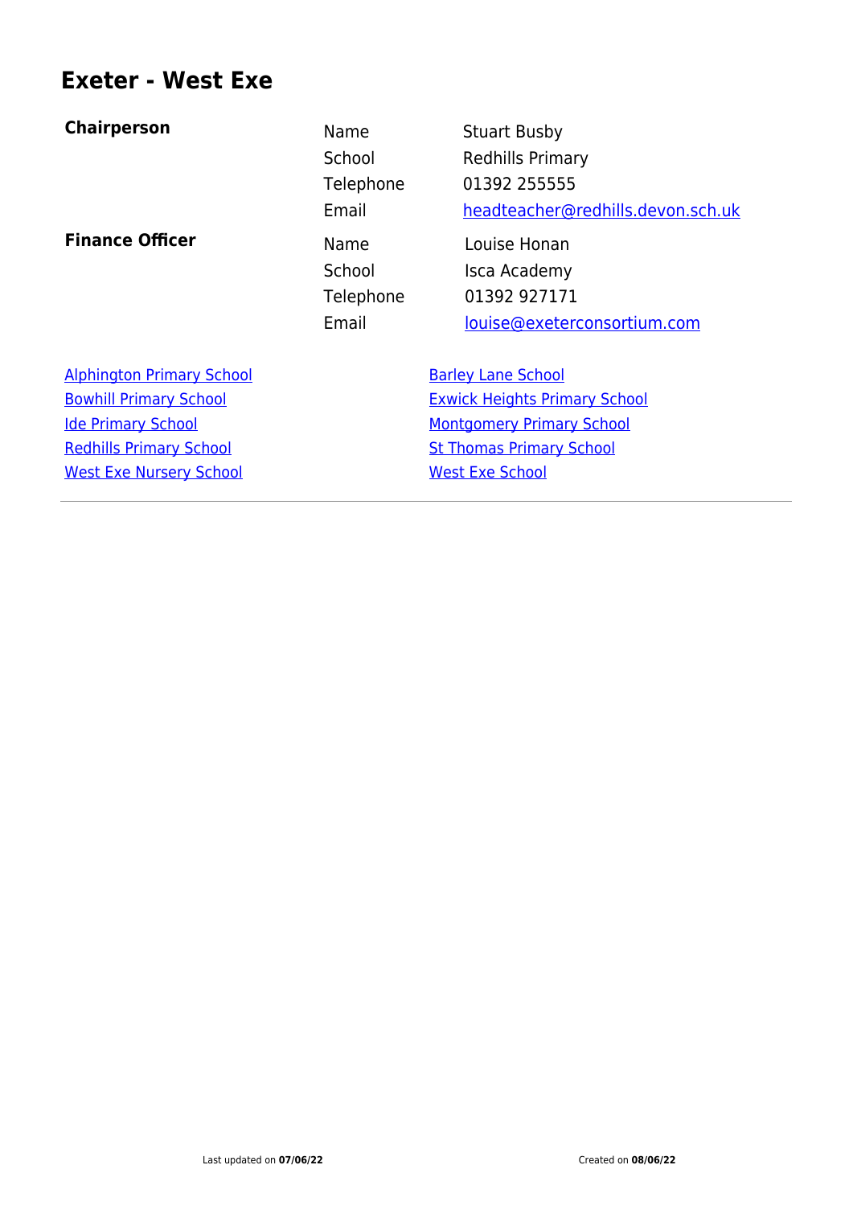# Exeter - West Exe

| | | |
|---|---|---|
| **Chairperson** | Name | Stuart Busby |
| | School | Redhills Primary |
| | Telephone | 01392 255555 |
| | Email | headteacher@redhills.devon.sch.uk |
| **Finance Officer** | Name | Louise Honan |
| | School | Isca Academy |
| | Telephone | 01392 927171 |
| | Email | louise@exeterconsortium.com |

- Alphington Primary School
- Barley Lane School
- Bowhill Primary School
- Exwick Heights Primary School
- Ide Primary School
- Montgomery Primary School
- Redhills Primary School
- St Thomas Primary School
- West Exe Nursery School
- West Exe School

---

Last updated on **07/06/22**

Created on **08/06/22**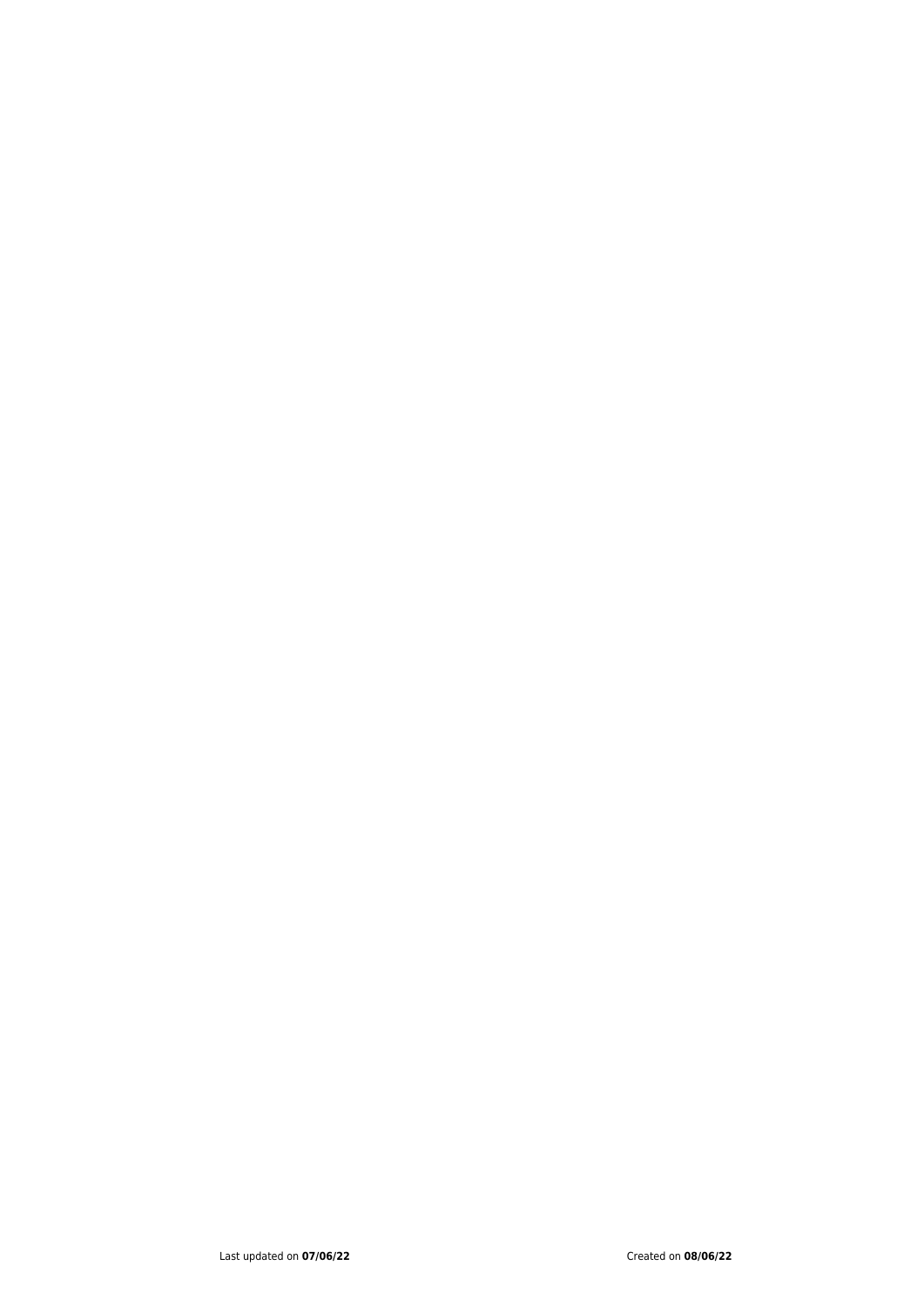Last updated on **07/06/22**

Created on **08/06/22**